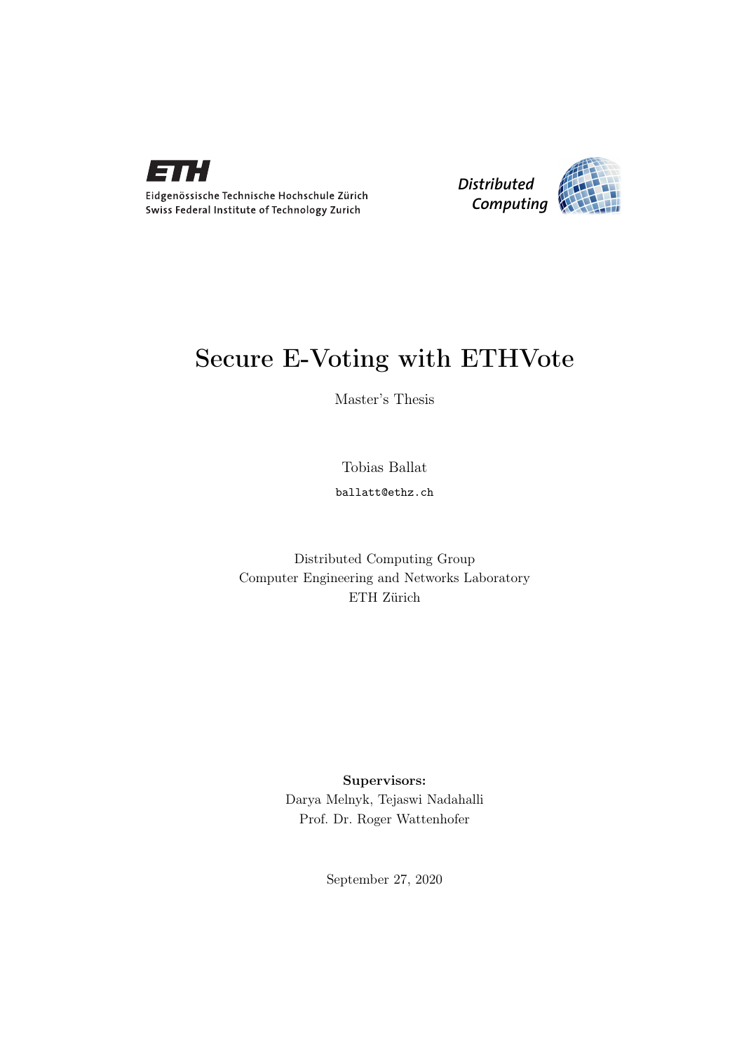Eidgenössische Technische Hochschule Zürich
Swiss Federal Institute of Technology Zurich

Distributed Computing

# Secure E-Voting with ETHVote

Master's Thesis

Tobias Ballat

ballatt@ethz.ch

Distributed Computing Group
Computer Engineering and Networks Laboratory
ETH Zürich

**Supervisors:**
Darya Melnyk, Tejaswi Nadahalli
Prof. Dr. Roger Wattenhofer

September 27, 2020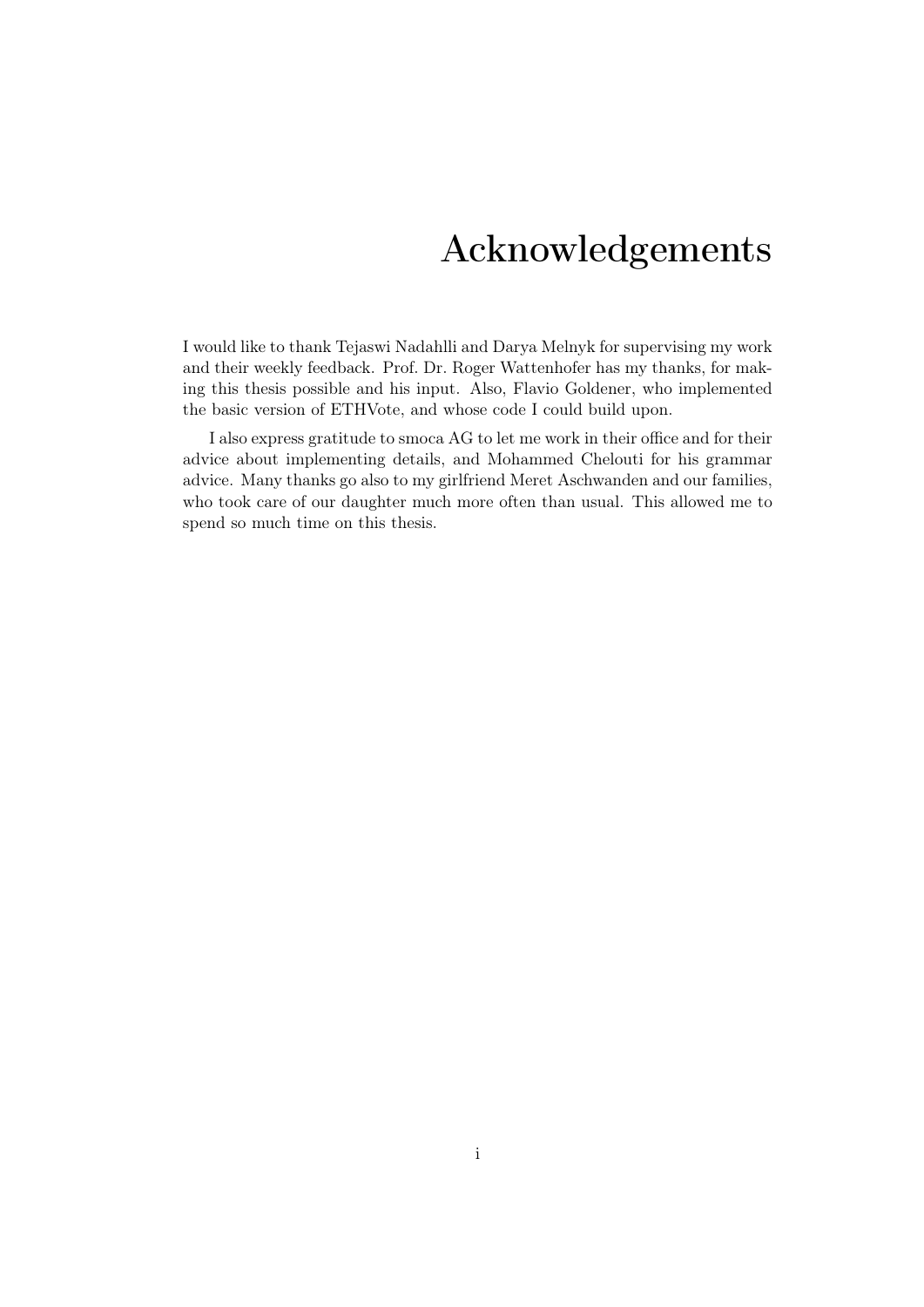# Acknowledgements

I would like to thank Tejaswi Nadahlli and Darya Melnyk for supervising my work and their weekly feedback. Prof. Dr. Roger Wattenhofer has my thanks, for making this thesis possible and his input. Also, Flavio Goldener, who implemented the basic version of ETHVote, and whose code I could build upon.

I also express gratitude to smoca AG to let me work in their office and for their advice about implementing details, and Mohammed Chelouti for his grammar advice. Many thanks go also to my girlfriend Meret Aschwanden and our families, who took care of our daughter much more often than usual. This allowed me to spend so much time on this thesis.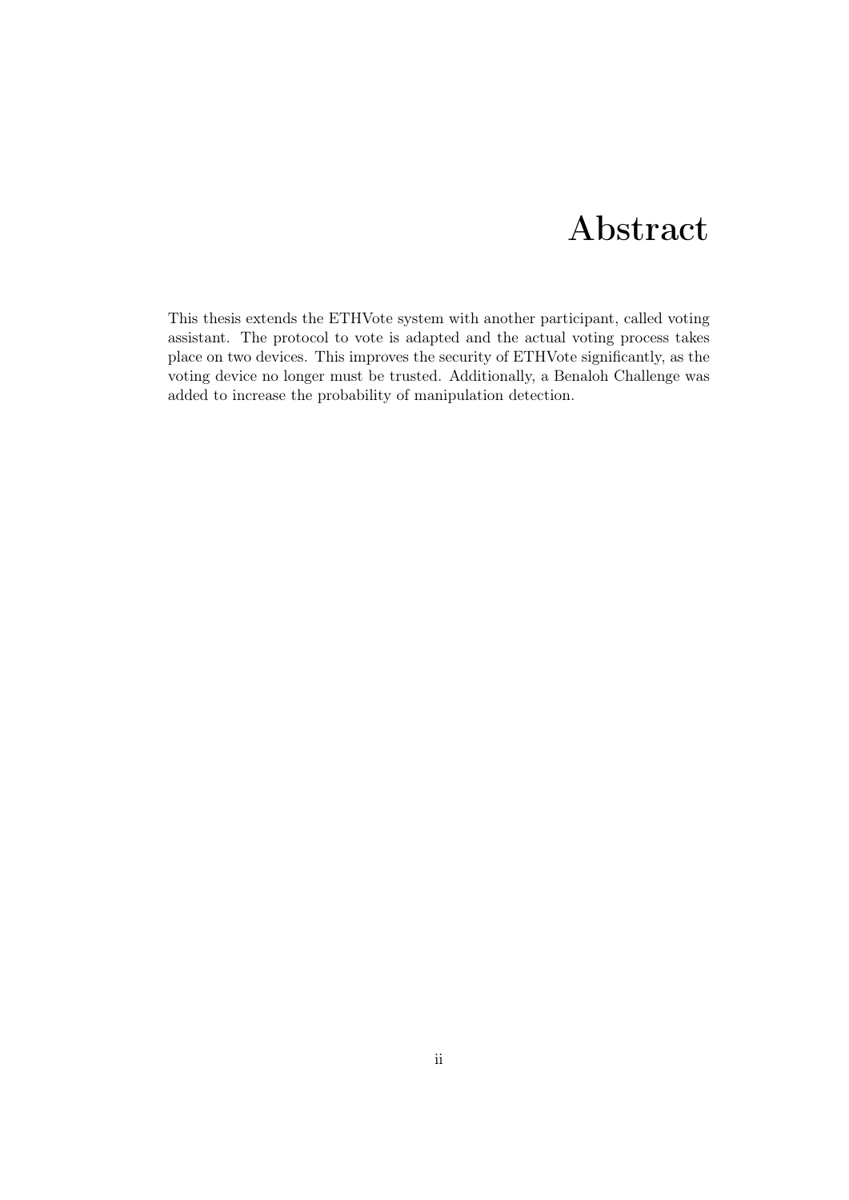# Abstract

This thesis extends the ETHVote system with another participant, called voting assistant. The protocol to vote is adapted and the actual voting process takes place on two devices. This improves the security of ETHVote significantly, as the voting device no longer must be trusted. Additionally, a Benaloh Challenge was added to increase the probability of manipulation detection.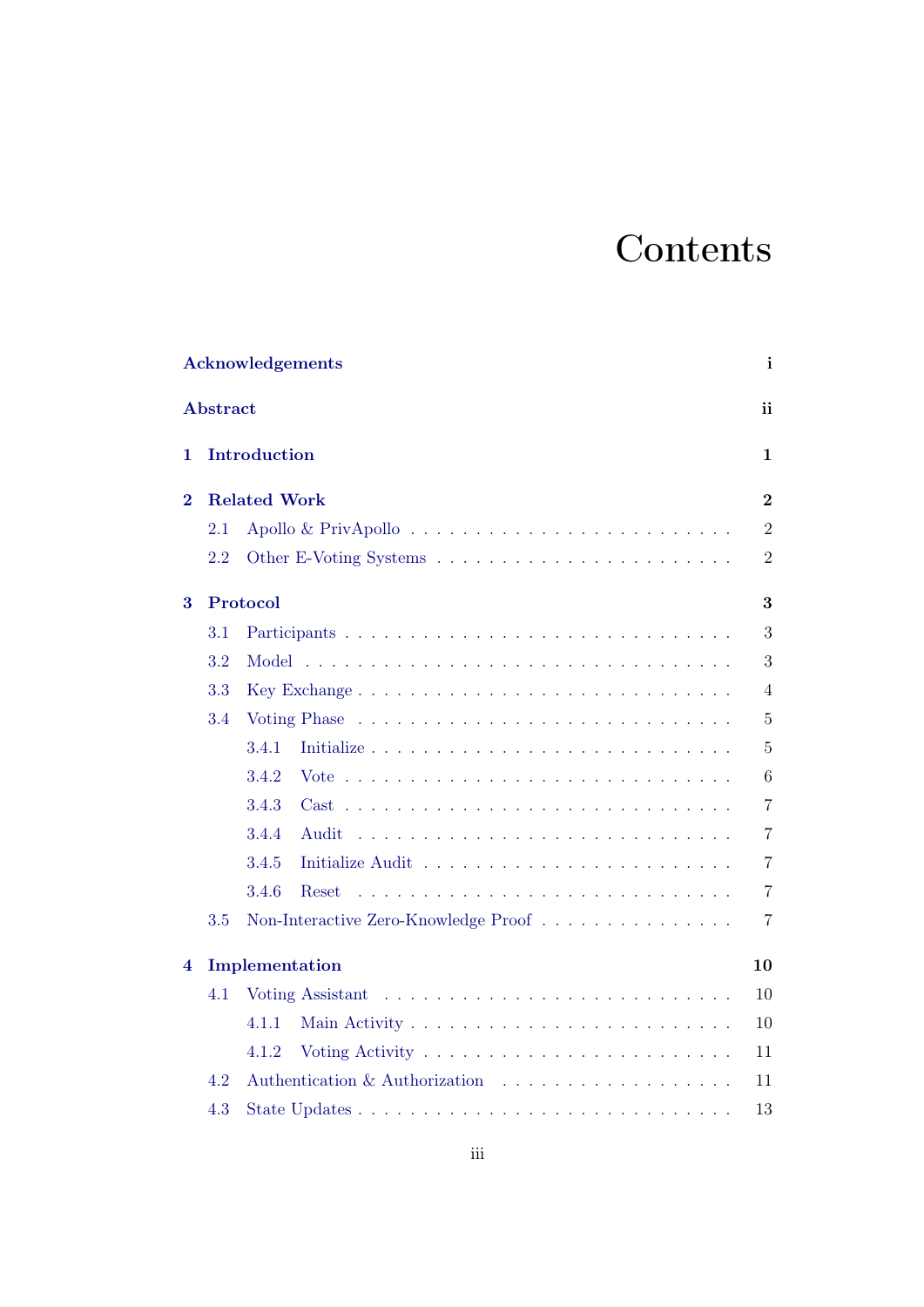# Contents

**Acknowledgements** i

**Abstract** ii

**1 Introduction** 1

**2 Related Work** 2

- 2.1 Apollo & PrivApollo . . . . . . . . . . 2
- 2.2 Other E-Voting Systems . . . . . . . . . . 2

**3 Protocol** 3

- 3.1 Participants . . . . . . . . . . 3
- 3.2 Model . . . . . . . . . . 3
- 3.3 Key Exchange . . . . . . . . . . 4
- 3.4 Voting Phase . . . . . . . . . . 5
  - 3.4.1 Initialize . . . . . . . . . . 5
  - 3.4.2 Vote . . . . . . . . . . 6
  - 3.4.3 Cast . . . . . . . . . . 7
  - 3.4.4 Audit . . . . . . . . . . 7
  - 3.4.5 Initialize Audit . . . . . . . . . . 7
  - 3.4.6 Reset . . . . . . . . . . 7
- 3.5 Non-Interactive Zero-Knowledge Proof . . . . . . . . . . 7

**4 Implementation** 10

- 4.1 Voting Assistant . . . . . . . . . . 10
  - 4.1.1 Main Activity . . . . . . . . . . 10
  - 4.1.2 Voting Activity . . . . . . . . . . 11
- 4.2 Authentication & Authorization . . . . . . . . . . 11
- 4.3 State Updates . . . . . . . . . . 13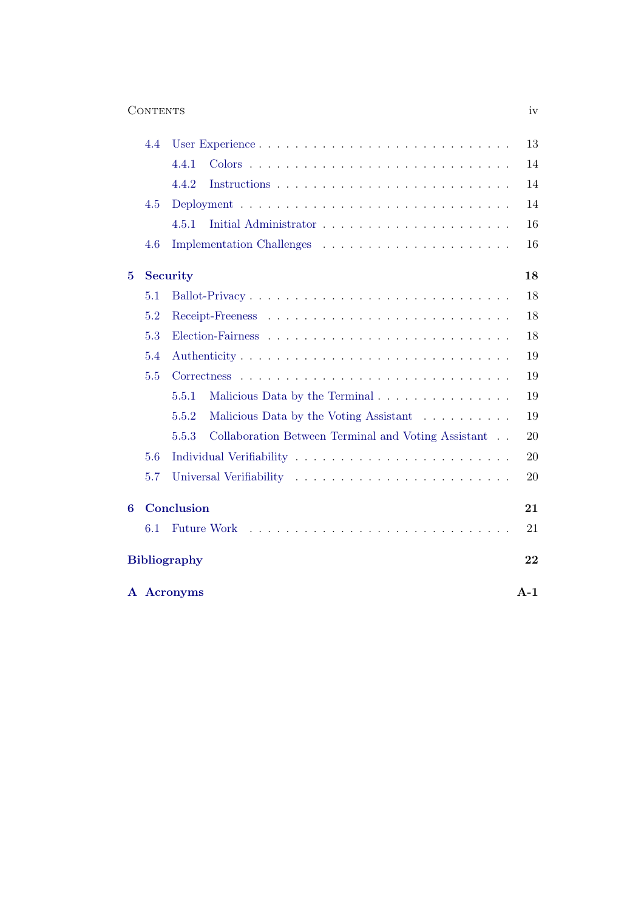- 4.4 User Experience . . . . . 13
  - 4.4.1 Colors . . . . . 14
  - 4.4.2 Instructions . . . . . 14
- 4.5 Deployment . . . . . 14
  - 4.5.1 Initial Administrator . . . . . 16
- 4.6 Implementation Challenges . . . . . 16

**5 Security** **18**

- 5.1 Ballot-Privacy . . . . . 18
- 5.2 Receipt-Freeness . . . . . 18
- 5.3 Election-Fairness . . . . . 18
- 5.4 Authenticity . . . . . 19
- 5.5 Correctness . . . . . 19
  - 5.5.1 Malicious Data by the Terminal . . . . . 19
  - 5.5.2 Malicious Data by the Voting Assistant . . . . . 19
  - 5.5.3 Collaboration Between Terminal and Voting Assistant . . . . . 20
- 5.6 Individual Verifiability . . . . . 20
- 5.7 Universal Verifiability . . . . . 20

**6 Conclusion** **21**

- 6.1 Future Work . . . . . 21

**Bibliography** **22**

**A Acronyms** **A-1**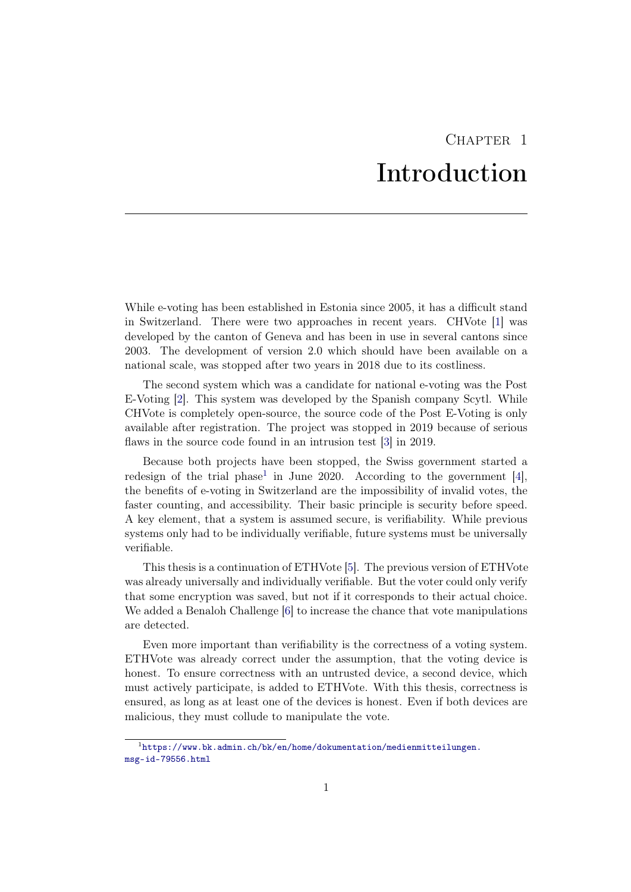# Chapter 1

# Introduction

While e-voting has been established in Estonia since 2005, it has a difficult stand in Switzerland. There were two approaches in recent years. CHVote [1] was developed by the canton of Geneva and has been in use in several cantons since 2003. The development of version 2.0 which should have been available on a national scale, was stopped after two years in 2018 due to its costliness.

The second system which was a candidate for national e-voting was the Post E-Voting [2]. This system was developed by the Spanish company Scytl. While CHVote is completely open-source, the source code of the Post E-Voting is only available after registration. The project was stopped in 2019 because of serious flaws in the source code found in an intrusion test [3] in 2019.

Because both projects have been stopped, the Swiss government started a redesign of the trial phase[1] in June 2020. According to the government [4], the benefits of e-voting in Switzerland are the impossibility of invalid votes, the faster counting, and accessibility. Their basic principle is security before speed. A key element, that a system is assumed secure, is verifiability. While previous systems only had to be individually verifiable, future systems must be universally verifiable.

This thesis is a continuation of ETHVote [5]. The previous version of ETHVote was already universally and individually verifiable. But the voter could only verify that some encryption was saved, but not if it corresponds to their actual choice. We added a Benaloh Challenge [6] to increase the chance that vote manipulations are detected.

Even more important than verifiability is the correctness of a voting system. ETHVote was already correct under the assumption, that the voting device is honest. To ensure correctness with an untrusted device, a second device, which must actively participate, is added to ETHVote. With this thesis, correctness is ensured, as long as at least one of the devices is honest. Even if both devices are malicious, they must collude to manipulate the vote.

[1] https://www.bk.admin.ch/bk/en/home/dokumentation/medienmitteilungen.msg-id-79556.html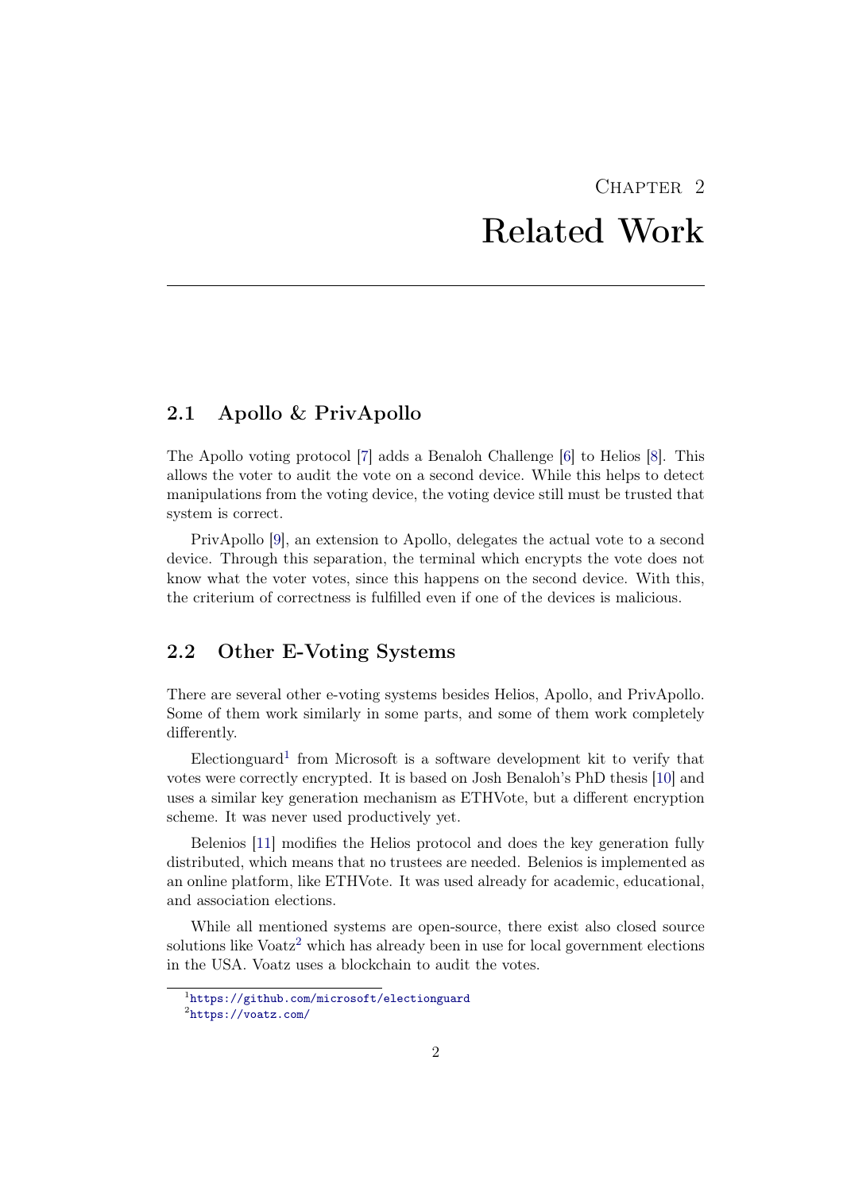# Chapter 2

# Related Work

## 2.1 Apollo & PrivApollo

The Apollo voting protocol [7] adds a Benaloh Challenge [6] to Helios [8]. This allows the voter to audit the vote on a second device. While this helps to detect manipulations from the voting device, the voting device still must be trusted that system is correct.

PrivApollo [9], an extension to Apollo, delegates the actual vote to a second device. Through this separation, the terminal which encrypts the vote does not know what the voter votes, since this happens on the second device. With this, the criterium of correctness is fulfilled even if one of the devices is malicious.

## 2.2 Other E-Voting Systems

There are several other e-voting systems besides Helios, Apollo, and PrivApollo. Some of them work similarly in some parts, and some of them work completely differently.

Electionguard[1] from Microsoft is a software development kit to verify that votes were correctly encrypted. It is based on Josh Benaloh's PhD thesis [10] and uses a similar key generation mechanism as ETHVote, but a different encryption scheme. It was never used productively yet.

Belenios [11] modifies the Helios protocol and does the key generation fully distributed, which means that no trustees are needed. Belenios is implemented as an online platform, like ETHVote. It was used already for academic, educational, and association elections.

While all mentioned systems are open-source, there exist also closed source solutions like Voatz[2] which has already been in use for local government elections in the USA. Voatz uses a blockchain to audit the votes.

[1] https://github.com/microsoft/electionguard

[2] https://voatz.com/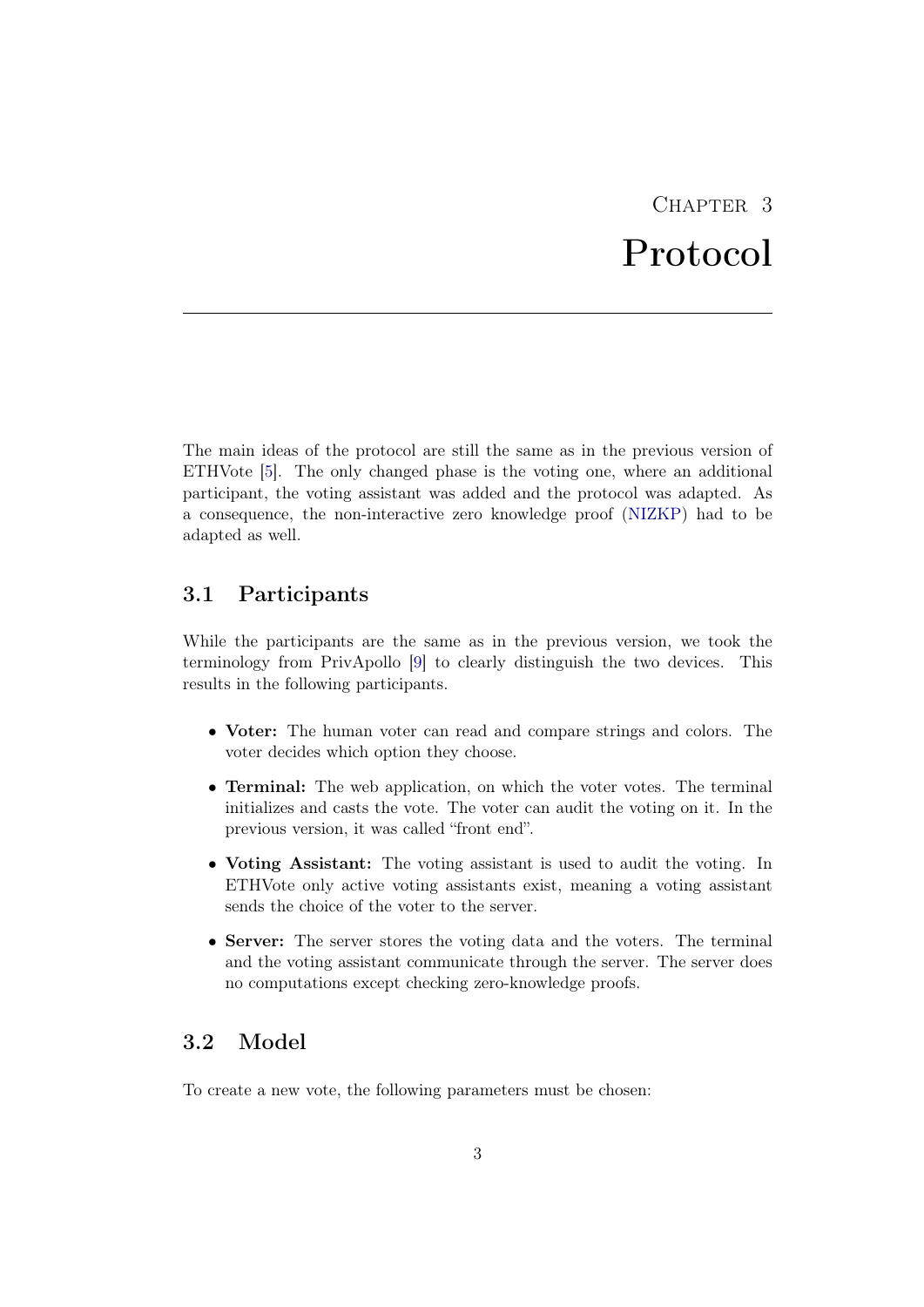# Chapter 3
# Protocol

The main ideas of the protocol are still the same as in the previous version of ETHVote [5]. The only changed phase is the voting one, where an additional participant, the voting assistant was added and the protocol was adapted. As a consequence, the non-interactive zero knowledge proof (NIZKP) had to be adapted as well.

## 3.1 Participants

While the participants are the same as in the previous version, we took the terminology from PrivApollo [9] to clearly distinguish the two devices. This results in the following participants.

- **Voter:** The human voter can read and compare strings and colors. The voter decides which option they choose.
- **Terminal:** The web application, on which the voter votes. The terminal initializes and casts the vote. The voter can audit the voting on it. In the previous version, it was called "front end".
- **Voting Assistant:** The voting assistant is used to audit the voting. In ETHVote only active voting assistants exist, meaning a voting assistant sends the choice of the voter to the server.
- **Server:** The server stores the voting data and the voters. The terminal and the voting assistant communicate through the server. The server does no computations except checking zero-knowledge proofs.

## 3.2 Model

To create a new vote, the following parameters must be chosen: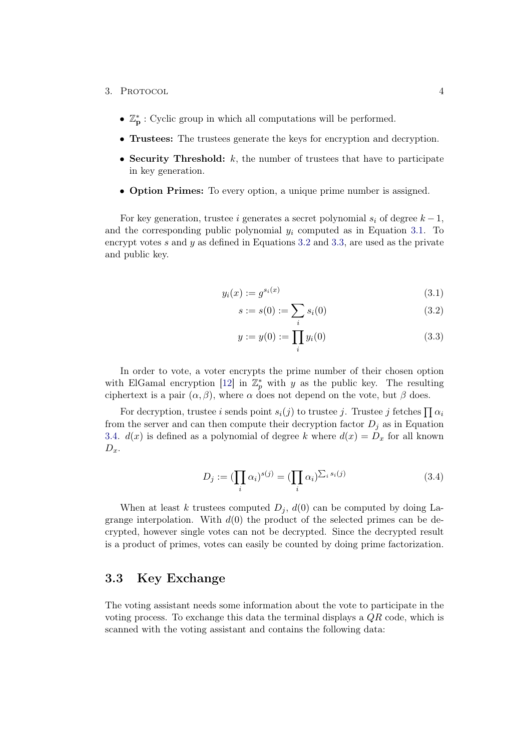- $\mathbb{Z}_\mathbf{p}^*$ : Cyclic group in which all computations will be performed.
- **Trustees:** The trustees generate the keys for encryption and decryption.
- **Security Threshold:** $k$, the number of trustees that have to participate in key generation.
- **Option Primes:** To every option, a unique prime number is assigned.

For key generation, trustee $i$ generates a secret polynomial $s_i$ of degree $k-1$, and the corresponding public polynomial $y_i$ computed as in Equation 3.1. To encrypt votes $s$ and $y$ as defined in Equations 3.2 and 3.3, are used as the private and public key.

$$y_i(x) := g^{s_i(x)} \tag{3.1}$$

$$s := s(0) := \sum_i s_i(0) \tag{3.2}$$

$$y := y(0) := \prod_i y_i(0) \tag{3.3}$$

In order to vote, a voter encrypts the prime number of their chosen option with ElGamal encryption [12] in $\mathbb{Z}_p^*$ with $y$ as the public key. The resulting ciphertext is a pair $(\alpha, \beta)$, where $\alpha$ does not depend on the vote, but $\beta$ does.

For decryption, trustee $i$ sends point $s_i(j)$ to trustee $j$. Trustee $j$ fetches $\prod \alpha_i$ from the server and can then compute their decryption factor $D_j$ as in Equation 3.4. $d(x)$ is defined as a polynomial of degree $k$ where $d(x) = D_x$ for all known $D_x$.

$$D_j := (\prod_i \alpha_i)^{s(j)} = (\prod_i \alpha_i)^{\sum_i s_i(j)} \tag{3.4}$$

When at least $k$ trustees computed $D_j$, $d(0)$ can be computed by doing Lagrange interpolation. With $d(0)$ the product of the selected primes can be decrypted, however single votes can not be decrypted. Since the decrypted result is a product of primes, votes can easily be counted by doing prime factorization.

## 3.3 Key Exchange

The voting assistant needs some information about the vote to participate in the voting process. To exchange this data the terminal displays a *QR* code, which is scanned with the voting assistant and contains the following data: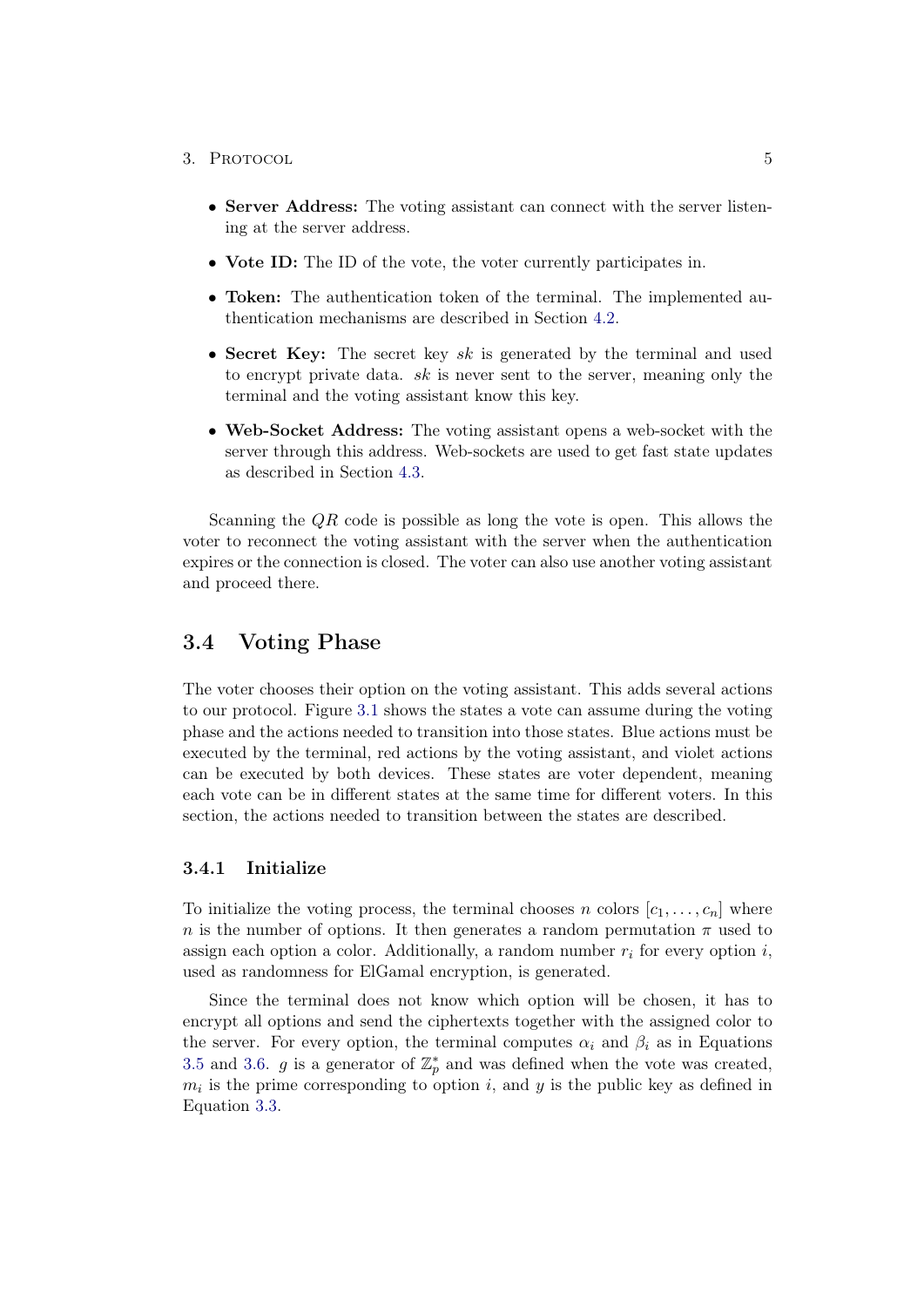- **Server Address:** The voting assistant can connect with the server listening at the server address.
- **Vote ID:** The ID of the vote, the voter currently participates in.
- **Token:** The authentication token of the terminal. The implemented authentication mechanisms are described in Section 4.2.
- **Secret Key:** The secret key $sk$ is generated by the terminal and used to encrypt private data. $sk$ is never sent to the server, meaning only the terminal and the voting assistant know this key.
- **Web-Socket Address:** The voting assistant opens a web-socket with the server through this address. Web-sockets are used to get fast state updates as described in Section 4.3.

Scanning the $QR$ code is possible as long the vote is open. This allows the voter to reconnect the voting assistant with the server when the authentication expires or the connection is closed. The voter can also use another voting assistant and proceed there.

## 3.4 Voting Phase

The voter chooses their option on the voting assistant. This adds several actions to our protocol. Figure 3.1 shows the states a vote can assume during the voting phase and the actions needed to transition into those states. Blue actions must be executed by the terminal, red actions by the voting assistant, and violet actions can be executed by both devices. These states are voter dependent, meaning each vote can be in different states at the same time for different voters. In this section, the actions needed to transition between the states are described.

### 3.4.1 Initialize

To initialize the voting process, the terminal chooses $n$ colors $[c_1, \ldots, c_n]$ where $n$ is the number of options. It then generates a random permutation $\pi$ used to assign each option a color. Additionally, a random number $r_i$ for every option $i$, used as randomness for ElGamal encryption, is generated.

Since the terminal does not know which option will be chosen, it has to encrypt all options and send the ciphertexts together with the assigned color to the server. For every option, the terminal computes $\alpha_i$ and $\beta_i$ as in Equations 3.5 and 3.6. $g$ is a generator of $\mathbb{Z}_p^*$ and was defined when the vote was created, $m_i$ is the prime corresponding to option $i$, and $y$ is the public key as defined in Equation 3.3.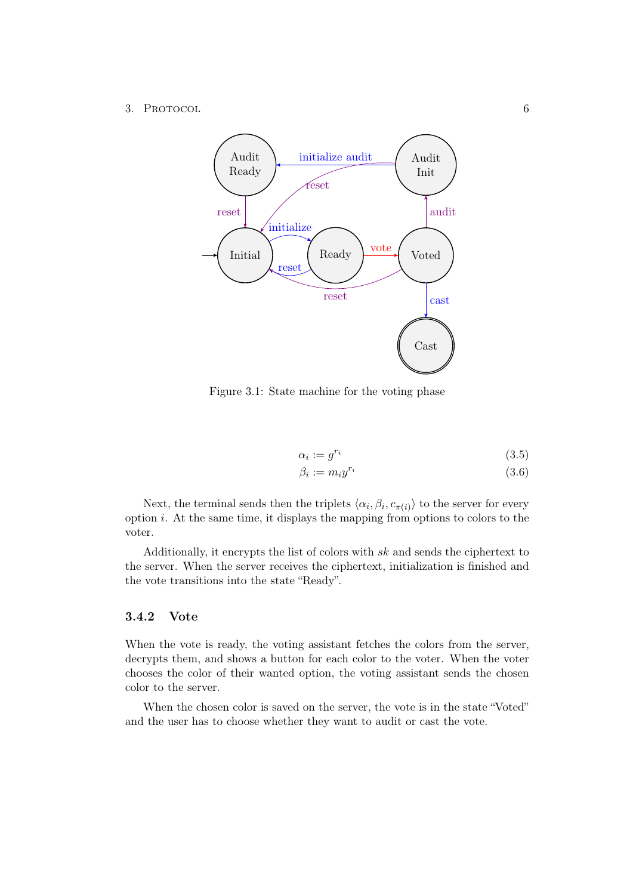Figure 3.1: State machine for the voting phase

$$\alpha_i := g^{r_i} \tag{3.5}$$

$$\beta_i := m_i y^{r_i} \tag{3.6}$$

Next, the terminal sends then the triplets $\langle \alpha_i, \beta_i, c_{\pi(i)} \rangle$ to the server for every option $i$. At the same time, it displays the mapping from options to colors to the voter.

Additionally, it encrypts the list of colors with $sk$ and sends the ciphertext to the server. When the server receives the ciphertext, initialization is finished and the vote transitions into the state "Ready".

### 3.4.2 Vote

When the vote is ready, the voting assistant fetches the colors from the server, decrypts them, and shows a button for each color to the voter. When the voter chooses the color of their wanted option, the voting assistant sends the chosen color to the server.

When the chosen color is saved on the server, the vote is in the state "Voted" and the user has to choose whether they want to audit or cast the vote.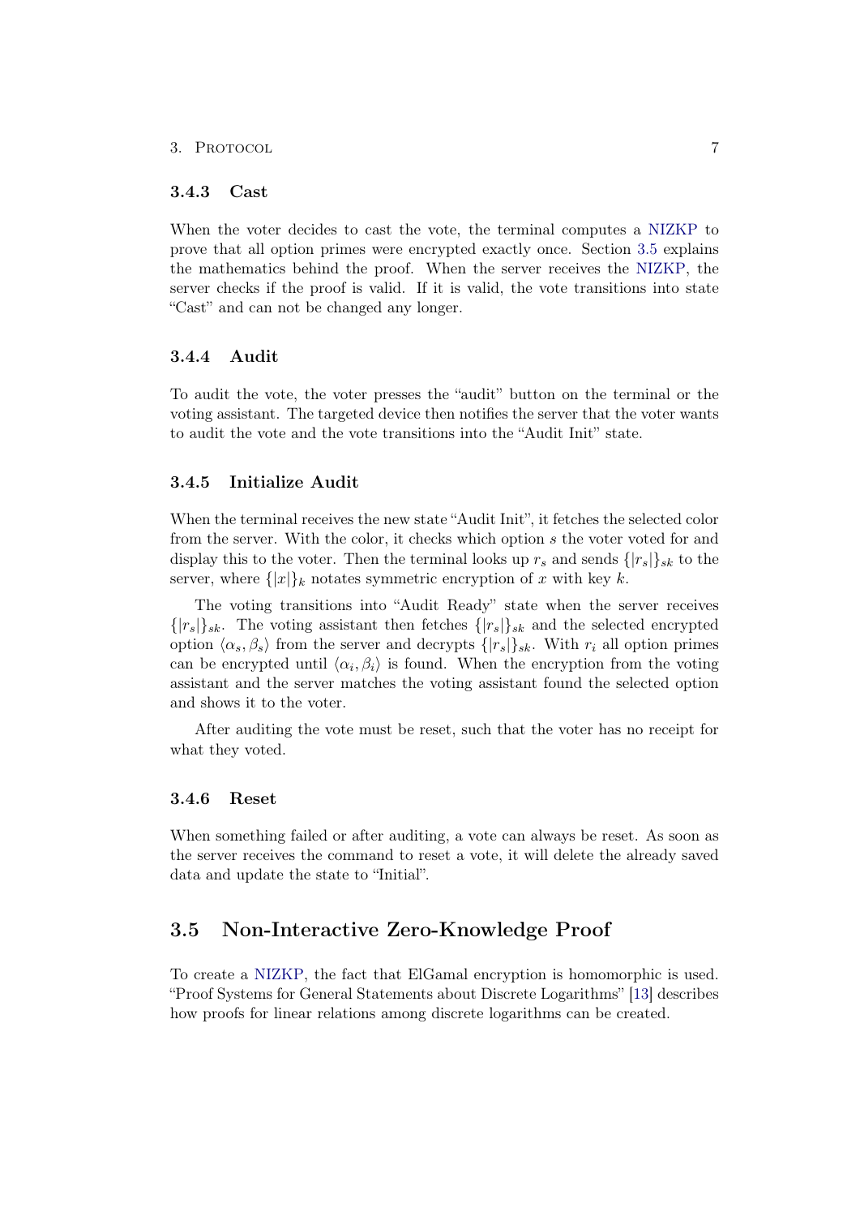### 3.4.3 Cast

When the voter decides to cast the vote, the terminal computes a NIZKP to prove that all option primes were encrypted exactly once. Section 3.5 explains the mathematics behind the proof. When the server receives the NIZKP, the server checks if the proof is valid. If it is valid, the vote transitions into state "Cast" and can not be changed any longer.

### 3.4.4 Audit

To audit the vote, the voter presses the "audit" button on the terminal or the voting assistant. The targeted device then notifies the server that the voter wants to audit the vote and the vote transitions into the "Audit Init" state.

### 3.4.5 Initialize Audit

When the terminal receives the new state "Audit Init", it fetches the selected color from the server. With the color, it checks which option $s$ the voter voted for and display this to the voter. Then the terminal looks up $r_s$ and sends $\{|r_s|\}_{sk}$ to the server, where $\{|x|\}_k$ notates symmetric encryption of $x$ with key $k$.

The voting transitions into "Audit Ready" state when the server receives $\{|r_s|\}_{sk}$. The voting assistant then fetches $\{|r_s|\}_{sk}$ and the selected encrypted option $\langle \alpha_s, \beta_s \rangle$ from the server and decrypts $\{|r_s|\}_{sk}$. With $r_i$ all option primes can be encrypted until $\langle \alpha_i, \beta_i \rangle$ is found. When the encryption from the voting assistant and the server matches the voting assistant found the selected option and shows it to the voter.

After auditing the vote must be reset, such that the voter has no receipt for what they voted.

### 3.4.6 Reset

When something failed or after auditing, a vote can always be reset. As soon as the server receives the command to reset a vote, it will delete the already saved data and update the state to "Initial".

## 3.5 Non-Interactive Zero-Knowledge Proof

To create a NIZKP, the fact that ElGamal encryption is homomorphic is used. "Proof Systems for General Statements about Discrete Logarithms" [13] describes how proofs for linear relations among discrete logarithms can be created.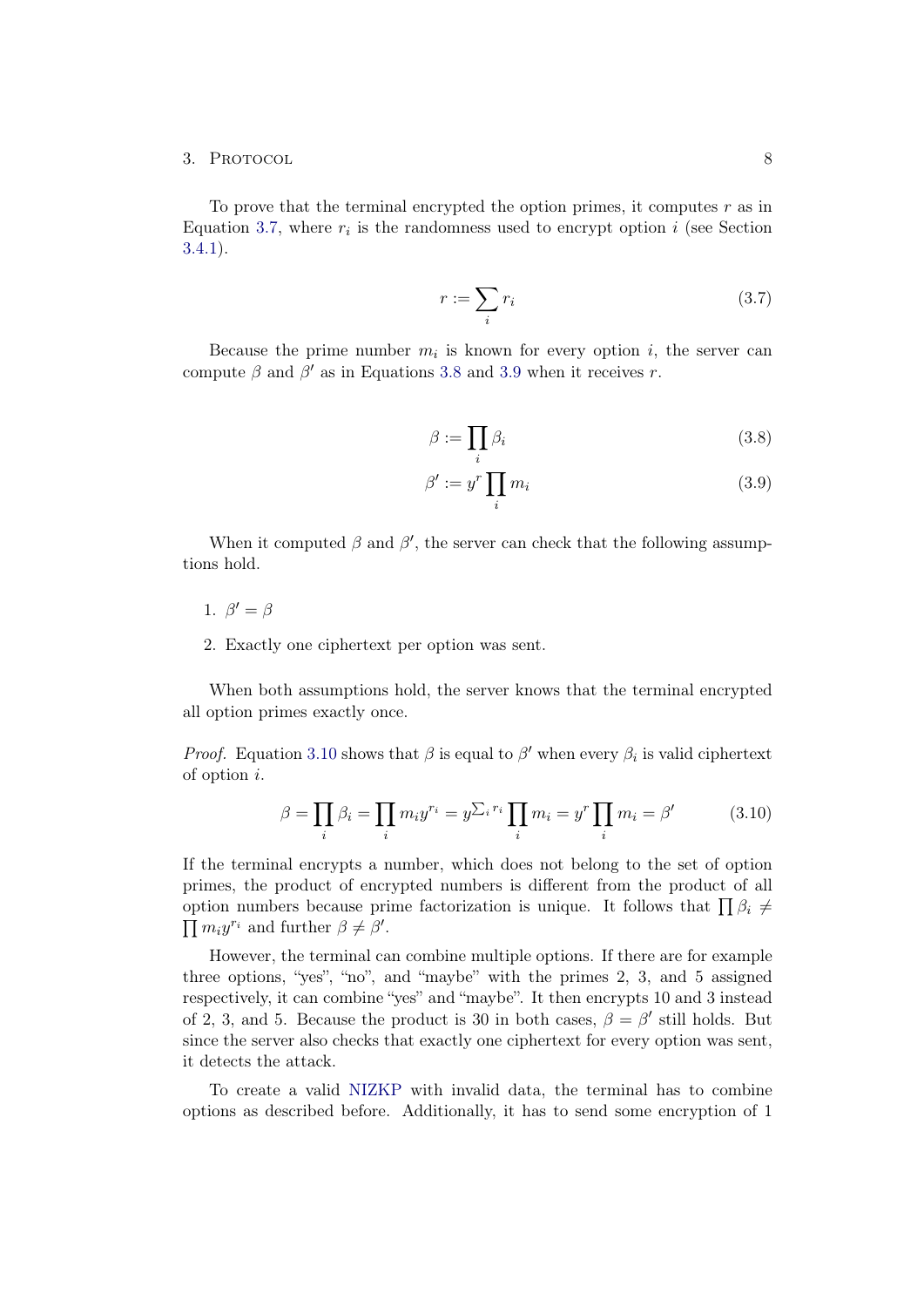To prove that the terminal encrypted the option primes, it computes $r$ as in Equation 3.7, where $r_i$ is the randomness used to encrypt option $i$ (see Section 3.4.1).

$$r := \sum_i r_i \tag{3.7}$$

Because the prime number $m_i$ is known for every option $i$, the server can compute $\beta$ and $\beta'$ as in Equations 3.8 and 3.9 when it receives $r$.

$$\beta := \prod_i \beta_i \tag{3.8}$$

$$\beta' := y^r \prod_i m_i \tag{3.9}$$

When it computed $\beta$ and $\beta'$, the server can check that the following assumptions hold.

1. $\beta' = \beta$
2. Exactly one ciphertext per option was sent.

When both assumptions hold, the server knows that the terminal encrypted all option primes exactly once.

*Proof.* Equation 3.10 shows that $\beta$ is equal to $\beta'$ when every $\beta_i$ is valid ciphertext of option $i$.

$$\beta = \prod_i \beta_i = \prod_i m_i y^{r_i} = y^{\sum_i r_i} \prod_i m_i = y^r \prod_i m_i = \beta' \tag{3.10}$$

If the terminal encrypts a number, which does not belong to the set of option primes, the product of encrypted numbers is different from the product of all option numbers because prime factorization is unique. It follows that $\prod \beta_i \neq \prod m_i y^{r_i}$ and further $\beta \neq \beta'$.

However, the terminal can combine multiple options. If there are for example three options, "yes", "no", and "maybe" with the primes 2, 3, and 5 assigned respectively, it can combine "yes" and "maybe". It then encrypts 10 and 3 instead of 2, 3, and 5. Because the product is 30 in both cases, $\beta = \beta'$ still holds. But since the server also checks that exactly one ciphertext for every option was sent, it detects the attack.

To create a valid NIZKP with invalid data, the terminal has to combine options as described before. Additionally, it has to send some encryption of 1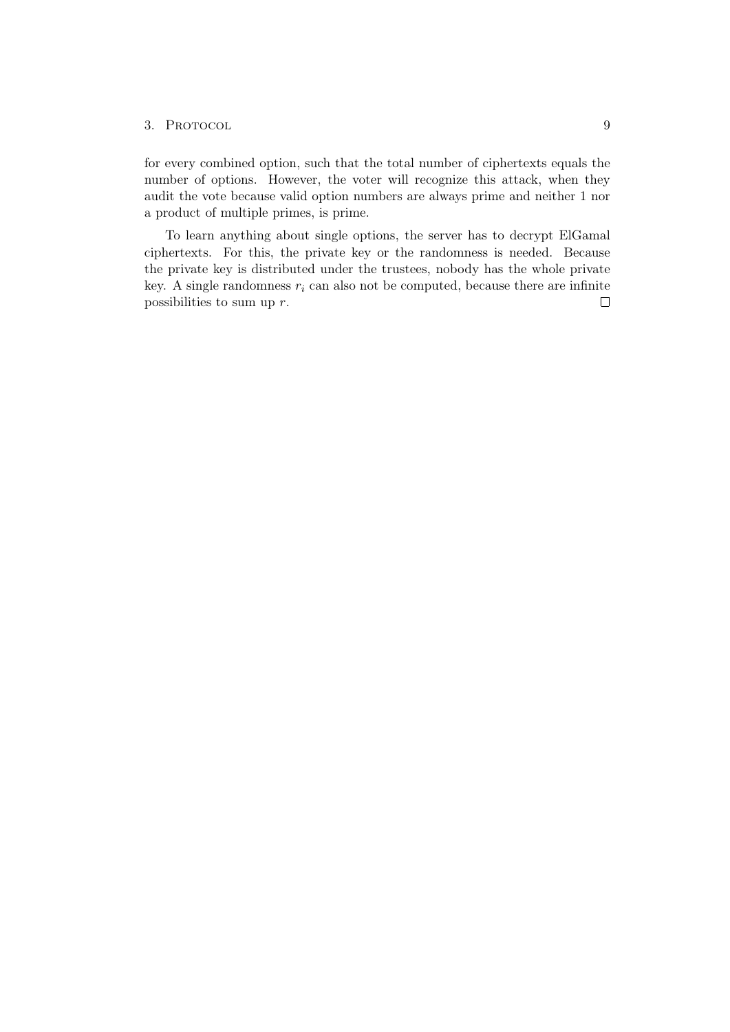for every combined option, such that the total number of ciphertexts equals the number of options. However, the voter will recognize this attack, when they audit the vote because valid option numbers are always prime and neither 1 nor a product of multiple primes, is prime.

To learn anything about single options, the server has to decrypt ElGamal ciphertexts. For this, the private key or the randomness is needed. Because the private key is distributed under the trustees, nobody has the whole private key. A single randomness $r_i$ can also not be computed, because there are infinite possibilities to sum up $r$. $\square$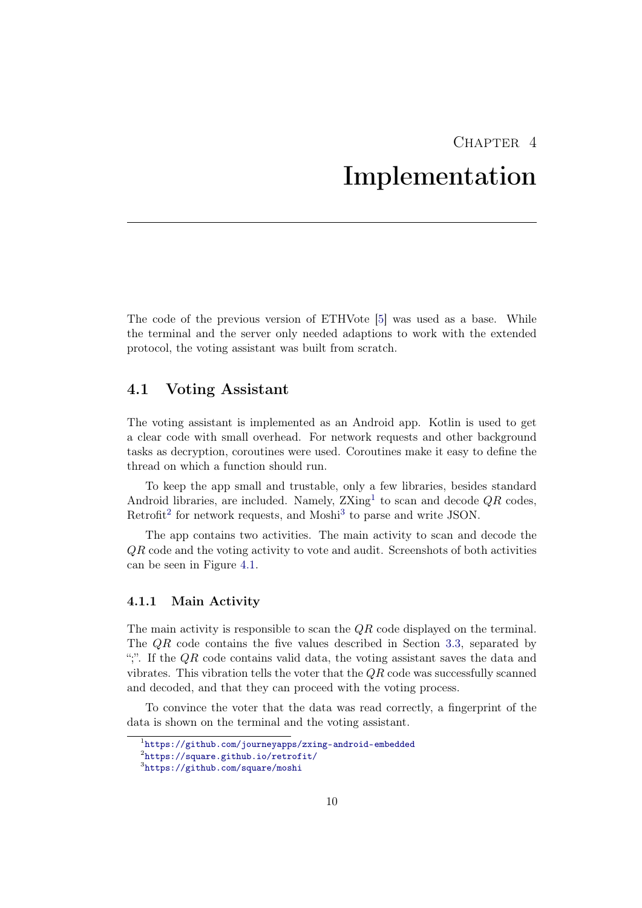# Chapter 4

# Implementation

The code of the previous version of ETHVote [5] was used as a base. While the terminal and the server only needed adaptions to work with the extended protocol, the voting assistant was built from scratch.

## 4.1 Voting Assistant

The voting assistant is implemented as an Android app. Kotlin is used to get a clear code with small overhead. For network requests and other background tasks as decryption, coroutines were used. Coroutines make it easy to define the thread on which a function should run.

To keep the app small and trustable, only a few libraries, besides standard Android libraries, are included. Namely, ZXing[1] to scan and decode $QR$ codes, Retrofit[2] for network requests, and Moshi[3] to parse and write JSON.

The app contains two activities. The main activity to scan and decode the $QR$ code and the voting activity to vote and audit. Screenshots of both activities can be seen in Figure 4.1.

### 4.1.1 Main Activity

The main activity is responsible to scan the $QR$ code displayed on the terminal. The $QR$ code contains the five values described in Section 3.3, separated by ";". If the $QR$ code contains valid data, the voting assistant saves the data and vibrates. This vibration tells the voter that the $QR$ code was successfully scanned and decoded, and that they can proceed with the voting process.

To convince the voter that the data was read correctly, a fingerprint of the data is shown on the terminal and the voting assistant.

[1] https://github.com/journeyapps/zxing-android-embedded

[2] https://square.github.io/retrofit/

[3] https://github.com/square/moshi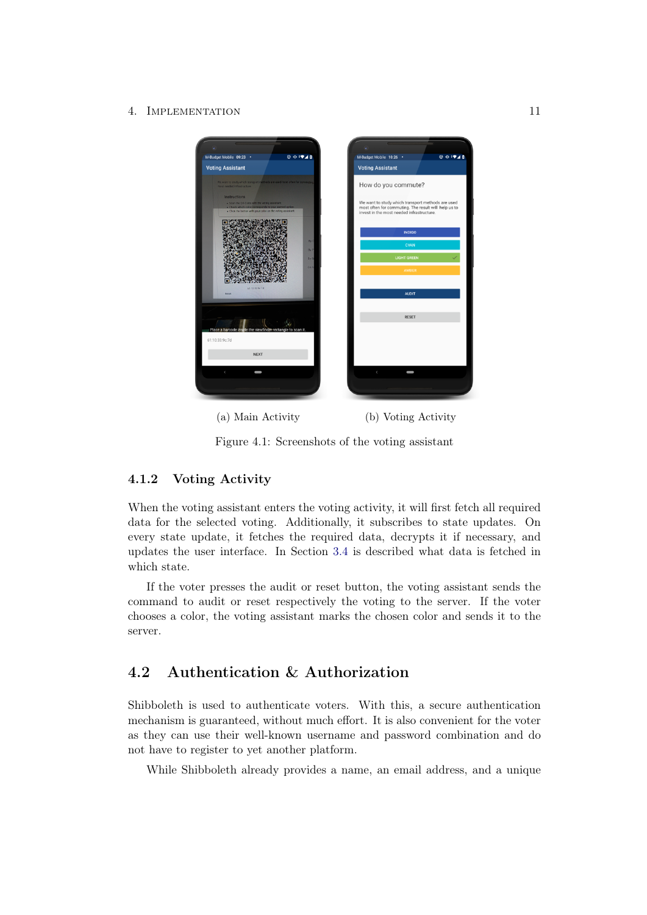(a) Main Activity

(b) Voting Activity

Figure 4.1: Screenshots of the voting assistant

### 4.1.2 Voting Activity

When the voting assistant enters the voting activity, it will first fetch all required data for the selected voting. Additionally, it subscribes to state updates. On every state update, it fetches the required data, decrypts it if necessary, and updates the user interface. In Section 3.4 is described what data is fetched in which state.

If the voter presses the audit or reset button, the voting assistant sends the command to audit or reset respectively the voting to the server. If the voter chooses a color, the voting assistant marks the chosen color and sends it to the server.

## 4.2 Authentication & Authorization

Shibboleth is used to authenticate voters. With this, a secure authentication mechanism is guaranteed, without much effort. It is also convenient for the voter as they can use their well-known username and password combination and do not have to register to yet another platform.

While Shibboleth already provides a name, an email address, and a unique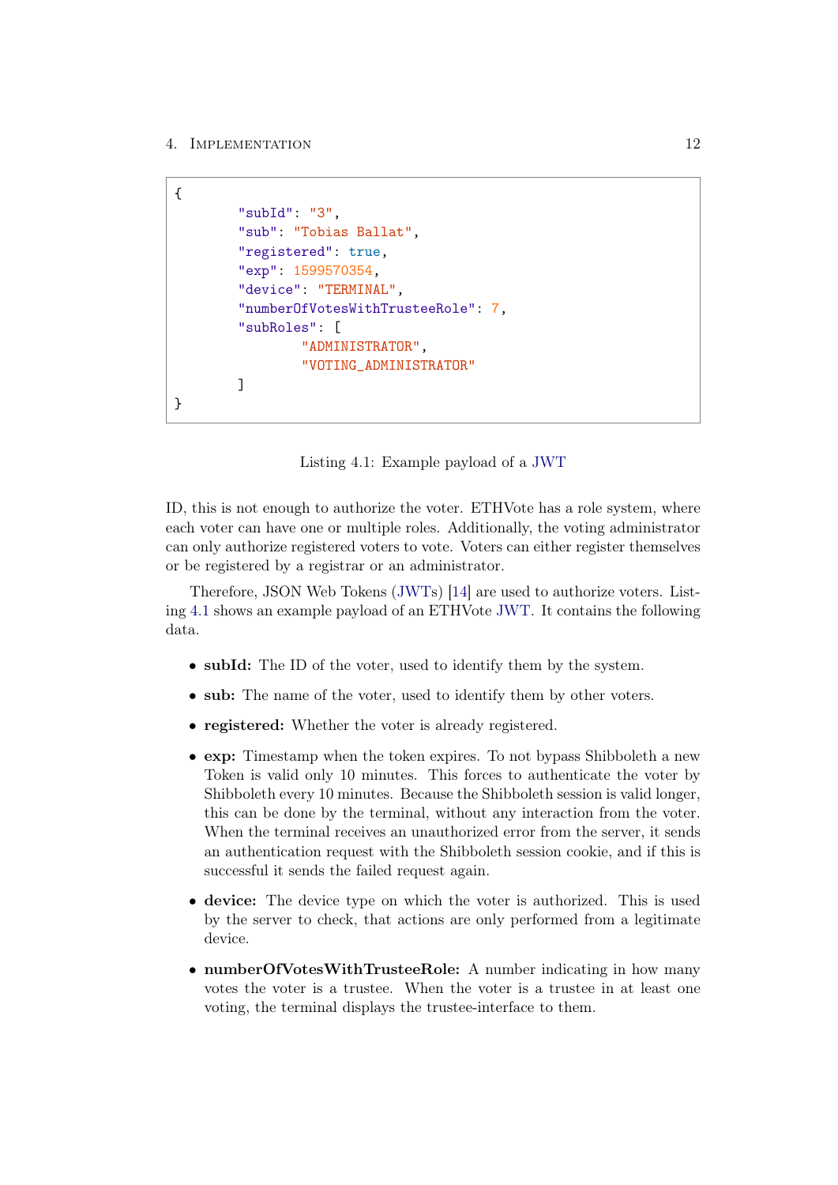```
{
	"subId": "3",
	"sub": "Tobias Ballat",
	"registered": true,
	"exp": 1599570354,
	"device": "TERMINAL",
	"numberOfVotesWithTrusteeRole": 7,
	"subRoles": [
		"ADMINISTRATOR",
		"VOTING_ADMINISTRATOR"
	]
}
```

Listing 4.1: Example payload of a JWT

ID, this is not enough to authorize the voter. ETHVote has a role system, where each voter can have one or multiple roles. Additionally, the voting administrator can only authorize registered voters to vote. Voters can either register themselves or be registered by a registrar or an administrator.

Therefore, JSON Web Tokens (JWTs) [14] are used to authorize voters. Listing 4.1 shows an example payload of an ETHVote JWT. It contains the following data.

- **subId:** The ID of the voter, used to identify them by the system.
- **sub:** The name of the voter, used to identify them by other voters.
- **registered:** Whether the voter is already registered.
- **exp:** Timestamp when the token expires. To not bypass Shibboleth a new Token is valid only 10 minutes. This forces to authenticate the voter by Shibboleth every 10 minutes. Because the Shibboleth session is valid longer, this can be done by the terminal, without any interaction from the voter. When the terminal receives an unauthorized error from the server, it sends an authentication request with the Shibboleth session cookie, and if this is successful it sends the failed request again.
- **device:** The device type on which the voter is authorized. This is used by the server to check, that actions are only performed from a legitimate device.
- **numberOfVotesWithTrusteeRole:** A number indicating in how many votes the voter is a trustee. When the voter is a trustee in at least one voting, the terminal displays the trustee-interface to them.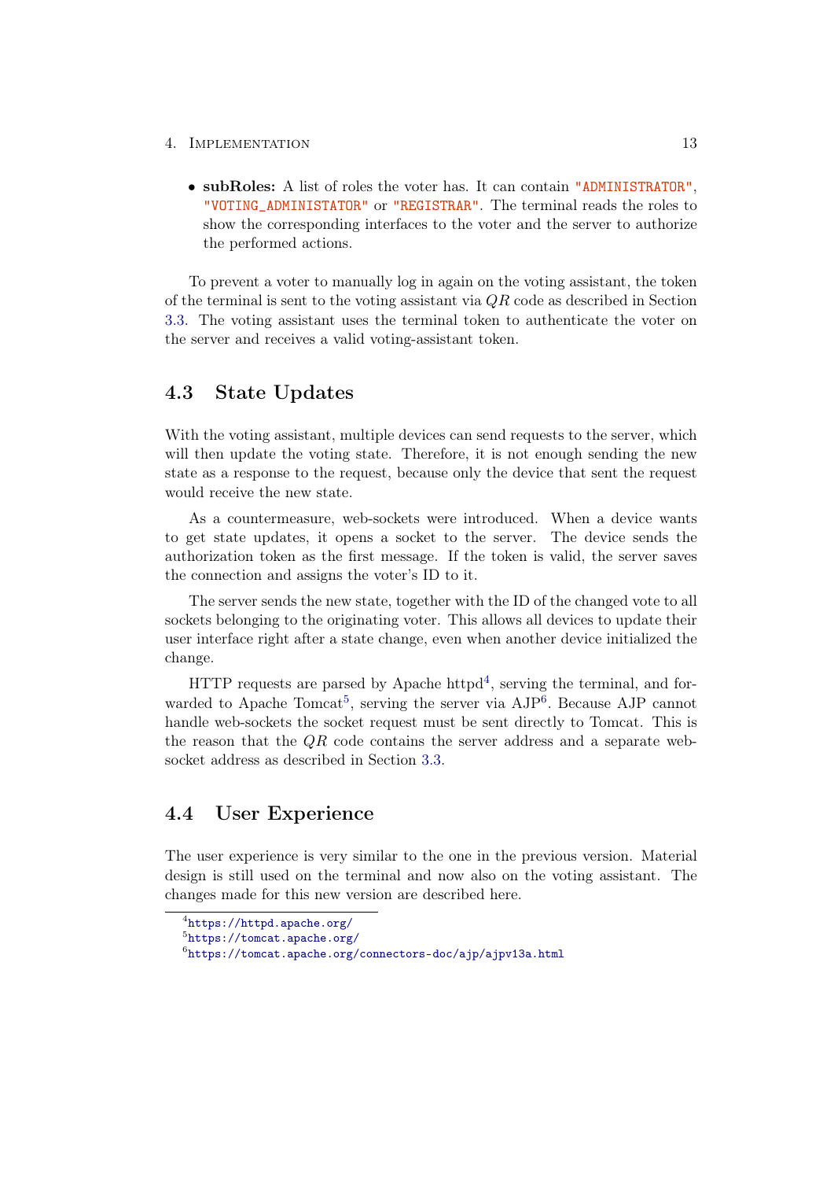- **subRoles:** A list of roles the voter has. It can contain `"ADMINISTRATOR"`, `"VOTING_ADMINISTATOR"` or `"REGISTRAR"`. The terminal reads the roles to show the corresponding interfaces to the voter and the server to authorize the performed actions.

To prevent a voter to manually log in again on the voting assistant, the token of the terminal is sent to the voting assistant via *QR* code as described in Section 3.3. The voting assistant uses the terminal token to authenticate the voter on the server and receives a valid voting-assistant token.

## 4.3 State Updates

With the voting assistant, multiple devices can send requests to the server, which will then update the voting state. Therefore, it is not enough sending the new state as a response to the request, because only the device that sent the request would receive the new state.

As a countermeasure, web-sockets were introduced. When a device wants to get state updates, it opens a socket to the server. The device sends the authorization token as the first message. If the token is valid, the server saves the connection and assigns the voter's ID to it.

The server sends the new state, together with the ID of the changed vote to all sockets belonging to the originating voter. This allows all devices to update their user interface right after a state change, even when another device initialized the change.

HTTP requests are parsed by Apache httpd[4], serving the terminal, and forwarded to Apache Tomcat[5], serving the server via AJP[6]. Because AJP cannot handle web-sockets the socket request must be sent directly to Tomcat. This is the reason that the *QR* code contains the server address and a separate web-socket address as described in Section 3.3.

## 4.4 User Experience

The user experience is very similar to the one in the previous version. Material design is still used on the terminal and now also on the voting assistant. The changes made for this new version are described here.

[4] https://httpd.apache.org/
[5] https://tomcat.apache.org/
[6] https://tomcat.apache.org/connectors-doc/ajp/ajpv13a.html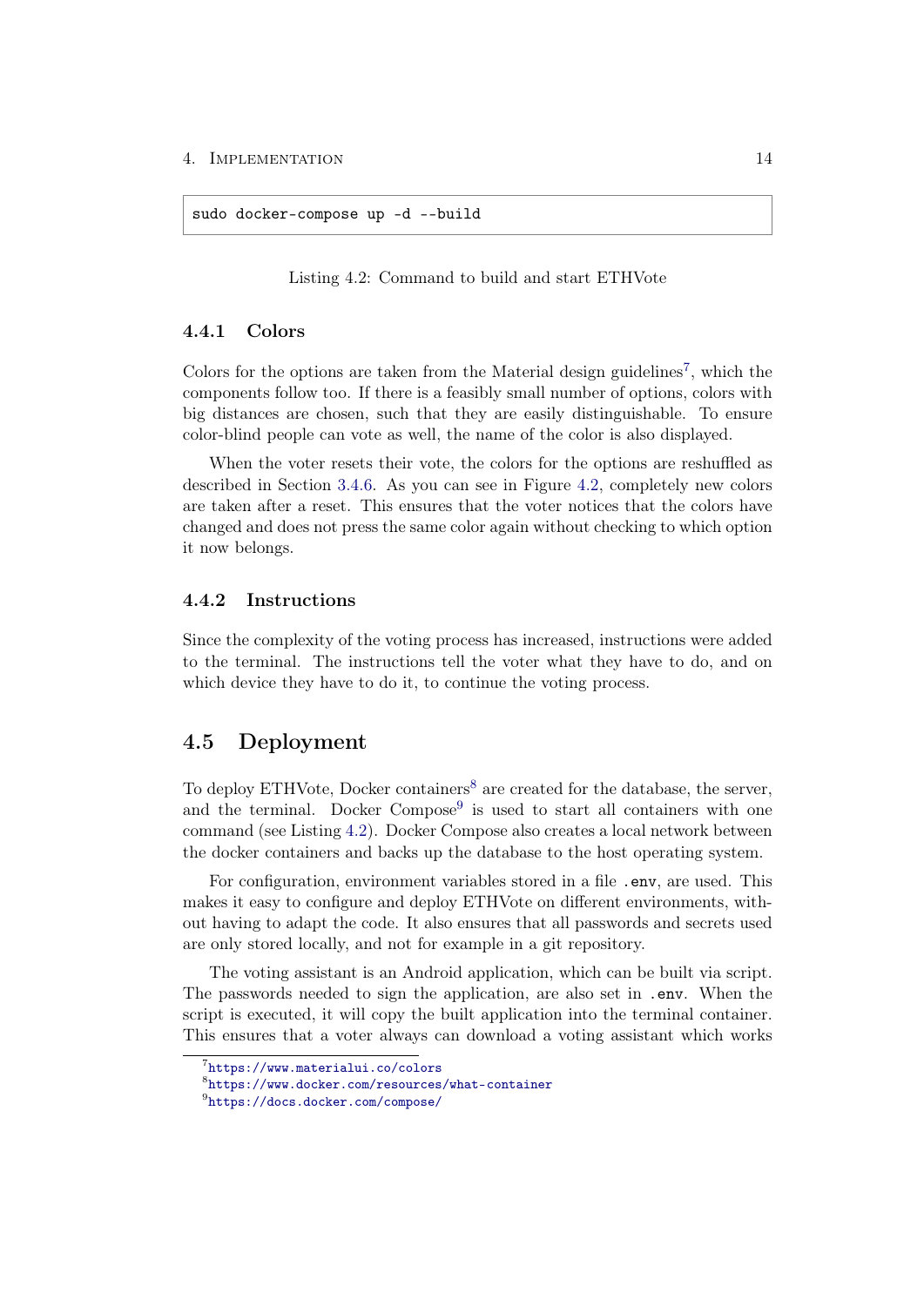```
sudo docker-compose up -d --build
```

Listing 4.2: Command to build and start ETHVote

### 4.4.1 Colors

Colors for the options are taken from the Material design guidelines[7], which the components follow too. If there is a feasibly small number of options, colors with big distances are chosen, such that they are easily distinguishable. To ensure color-blind people can vote as well, the name of the color is also displayed.

When the voter resets their vote, the colors for the options are reshuffled as described in Section 3.4.6. As you can see in Figure 4.2, completely new colors are taken after a reset. This ensures that the voter notices that the colors have changed and does not press the same color again without checking to which option it now belongs.

### 4.4.2 Instructions

Since the complexity of the voting process has increased, instructions were added to the terminal. The instructions tell the voter what they have to do, and on which device they have to do it, to continue the voting process.

## 4.5 Deployment

To deploy ETHVote, Docker containers[8] are created for the database, the server, and the terminal. Docker Compose[9] is used to start all containers with one command (see Listing 4.2). Docker Compose also creates a local network between the docker containers and backs up the database to the host operating system.

For configuration, environment variables stored in a file `.env`, are used. This makes it easy to configure and deploy ETHVote on different environments, without having to adapt the code. It also ensures that all passwords and secrets used are only stored locally, and not for example in a git repository.

The voting assistant is an Android application, which can be built via script. The passwords needed to sign the application, are also set in `.env`. When the script is executed, it will copy the built application into the terminal container. This ensures that a voter always can download a voting assistant which works

[7] https://www.materialui.co/colors

[8] https://www.docker.com/resources/what-container

[9] https://docs.docker.com/compose/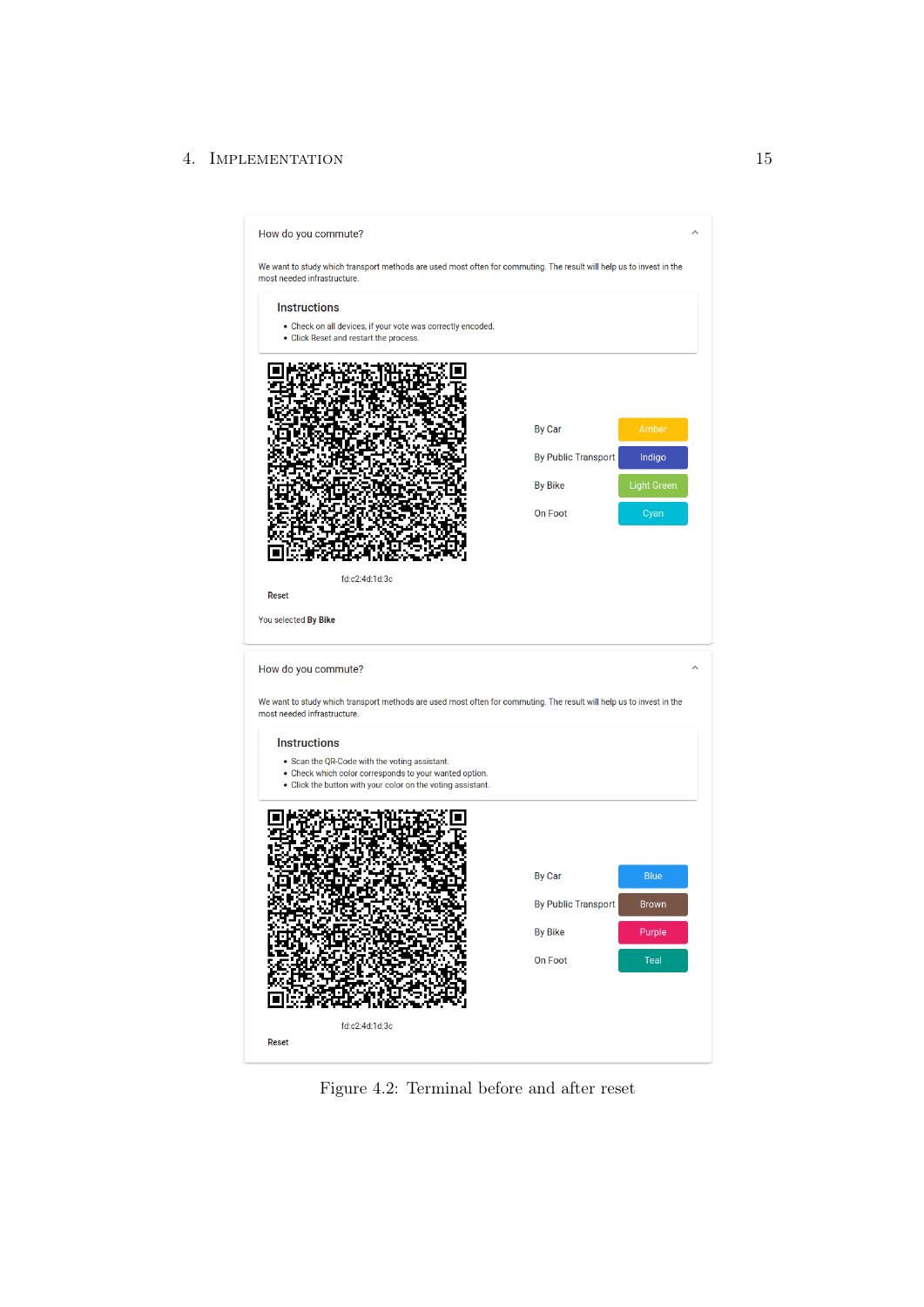How do you commute?

We want to study which transport methods are used most often for commuting. The result will help us to invest in the most needed infrastructure.

**Instructions**

- Check on all devices, if your vote was correctly encoded.
- Click Reset and restart the process.

| | |
|---|---|
| By Car | Amber |
| By Public Transport | Indigo |
| By Bike | Light Green |
| On Foot | Cyan |

fd:c2:4d:1d:3c

Reset

You selected **By Bike**

How do you commute?

We want to study which transport methods are used most often for commuting. The result will help us to invest in the most needed infrastructure.

**Instructions**

- Scan the QR-Code with the voting assistant.
- Check which color corresponds to your wanted option.
- Click the button with your color on the voting assistant.

| | |
|---|---|
| By Car | Blue |
| By Public Transport | Brown |
| By Bike | Purple |
| On Foot | Teal |

fd:c2:4d:1d:3c

Reset

Figure 4.2: Terminal before and after reset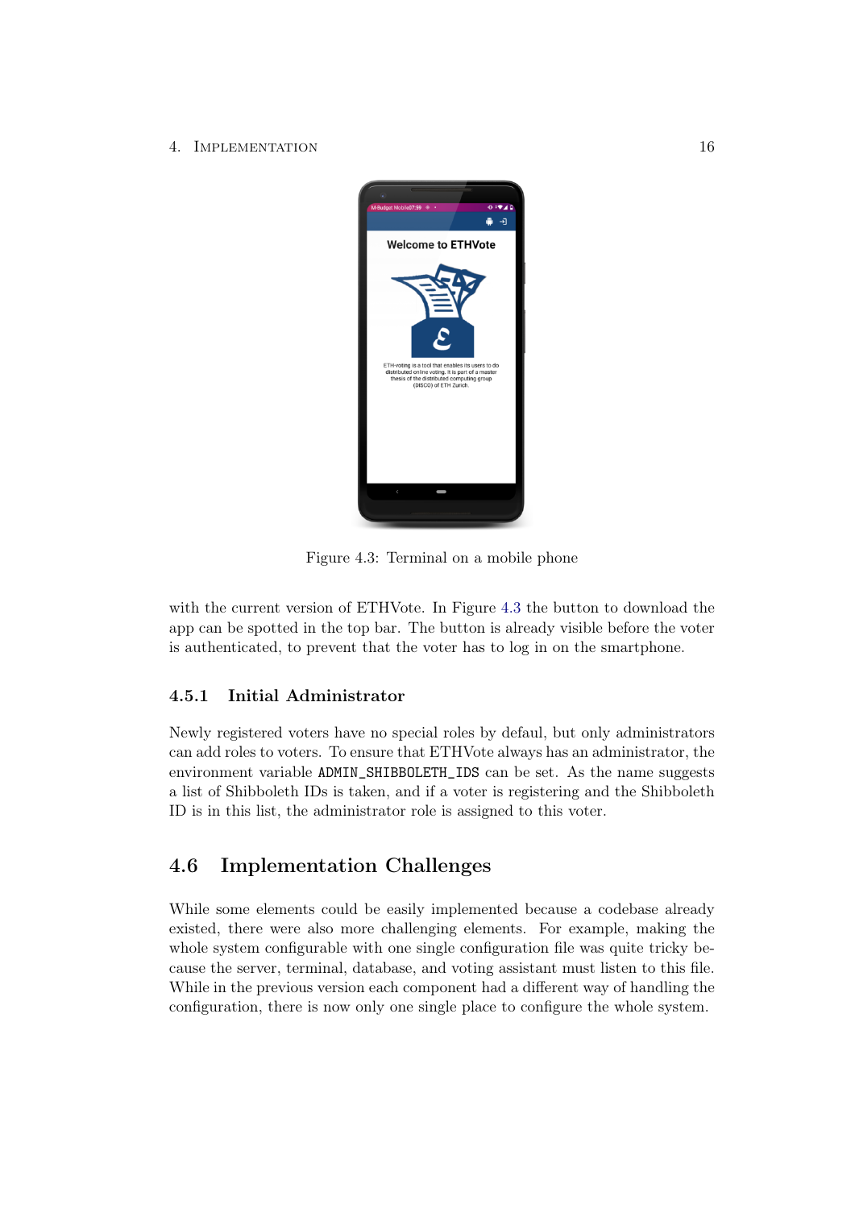Figure 4.3: Terminal on a mobile phone

with the current version of ETHVote. In Figure 4.3 the button to download the app can be spotted in the top bar. The button is already visible before the voter is authenticated, to prevent that the voter has to log in on the smartphone.

### 4.5.1 Initial Administrator

Newly registered voters have no special roles by defaul, but only administrators can add roles to voters. To ensure that ETHVote always has an administrator, the environment variable `ADMIN_SHIBBOLETH_IDS` can be set. As the name suggests a list of Shibboleth IDs is taken, and if a voter is registering and the Shibboleth ID is in this list, the administrator role is assigned to this voter.

## 4.6 Implementation Challenges

While some elements could be easily implemented because a codebase already existed, there were also more challenging elements. For example, making the whole system configurable with one single configuration file was quite tricky because the server, terminal, database, and voting assistant must listen to this file. While in the previous version each component had a different way of handling the configuration, there is now only one single place to configure the whole system.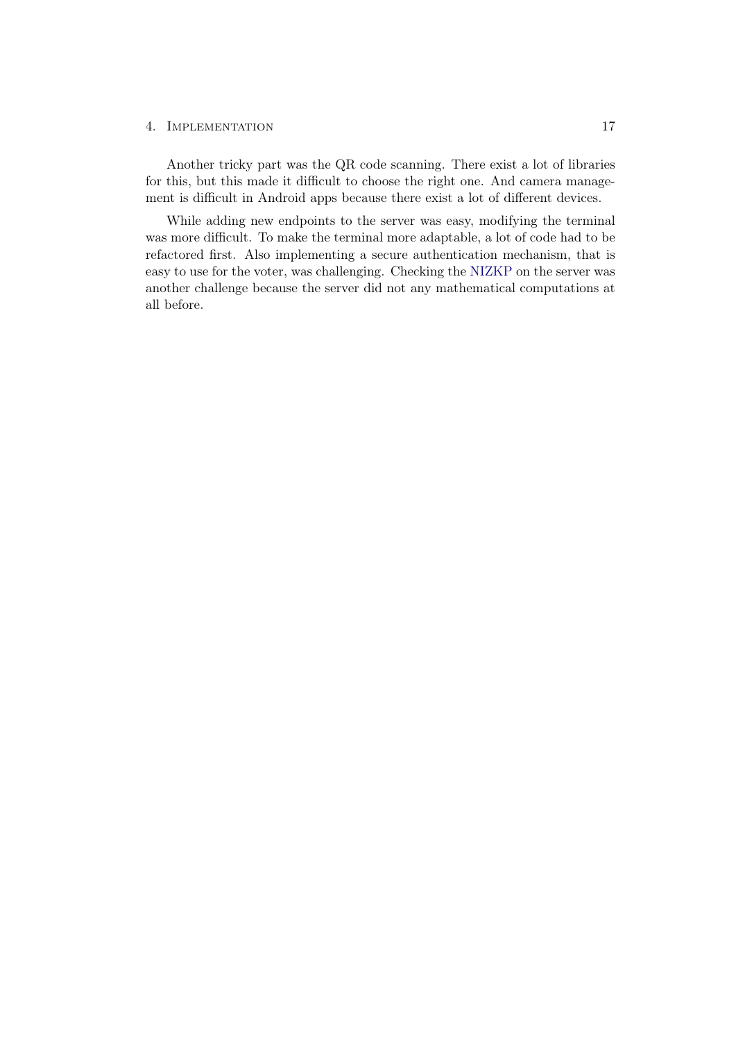Another tricky part was the QR code scanning. There exist a lot of libraries for this, but this made it difficult to choose the right one. And camera management is difficult in Android apps because there exist a lot of different devices.

While adding new endpoints to the server was easy, modifying the terminal was more difficult. To make the terminal more adaptable, a lot of code had to be refactored first. Also implementing a secure authentication mechanism, that is easy to use for the voter, was challenging. Checking the NIZKP on the server was another challenge because the server did not any mathematical computations at all before.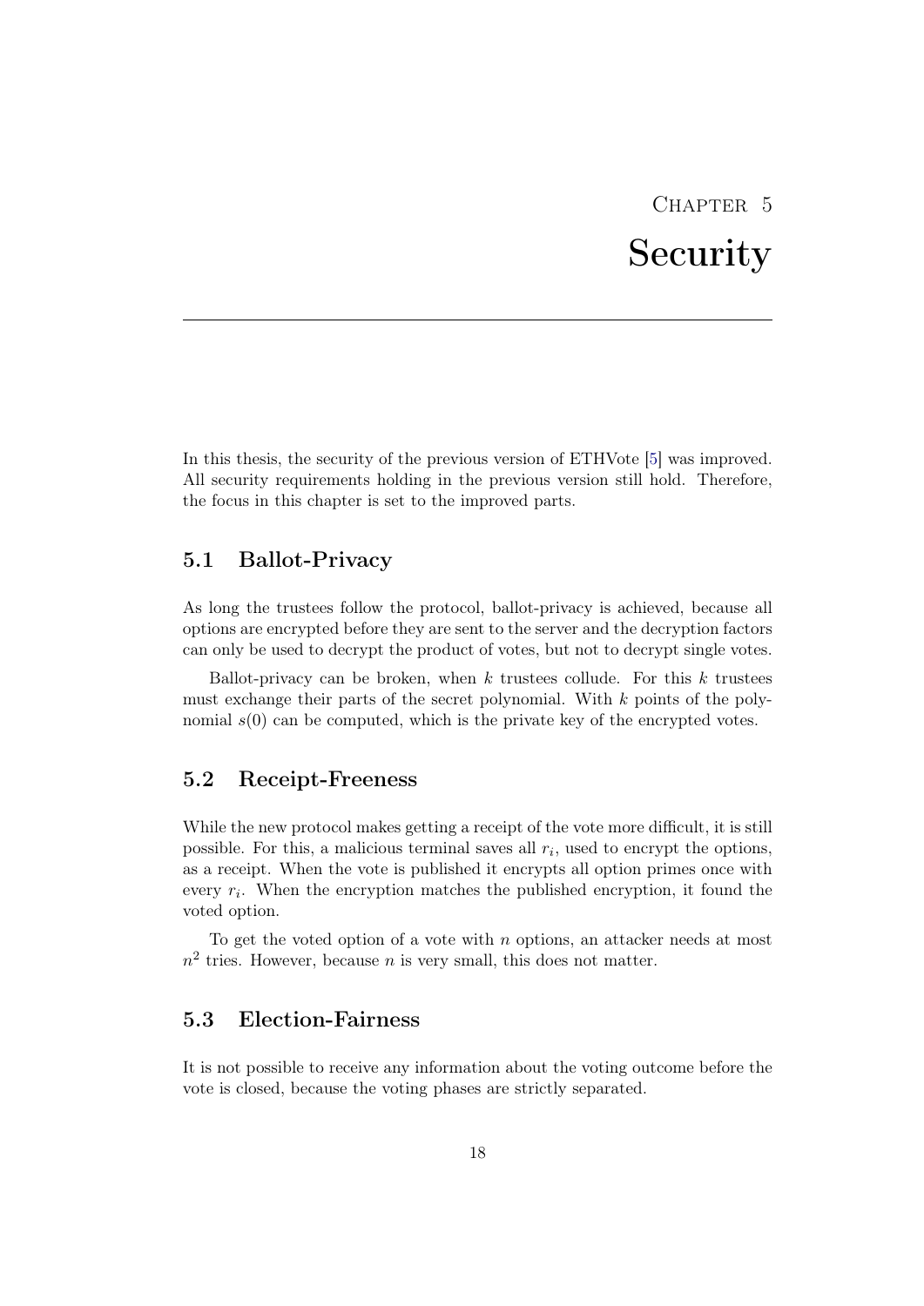# Chapter 5
# Security

In this thesis, the security of the previous version of ETHVote [5] was improved. All security requirements holding in the previous version still hold. Therefore, the focus in this chapter is set to the improved parts.

## 5.1 Ballot-Privacy

As long the trustees follow the protocol, ballot-privacy is achieved, because all options are encrypted before they are sent to the server and the decryption factors can only be used to decrypt the product of votes, but not to decrypt single votes.

Ballot-privacy can be broken, when $k$ trustees collude. For this $k$ trustees must exchange their parts of the secret polynomial. With $k$ points of the polynomial $s(0)$ can be computed, which is the private key of the encrypted votes.

## 5.2 Receipt-Freeness

While the new protocol makes getting a receipt of the vote more difficult, it is still possible. For this, a malicious terminal saves all $r_i$, used to encrypt the options, as a receipt. When the vote is published it encrypts all option primes once with every $r_i$. When the encryption matches the published encryption, it found the voted option.

To get the voted option of a vote with $n$ options, an attacker needs at most $n^2$ tries. However, because $n$ is very small, this does not matter.

## 5.3 Election-Fairness

It is not possible to receive any information about the voting outcome before the vote is closed, because the voting phases are strictly separated.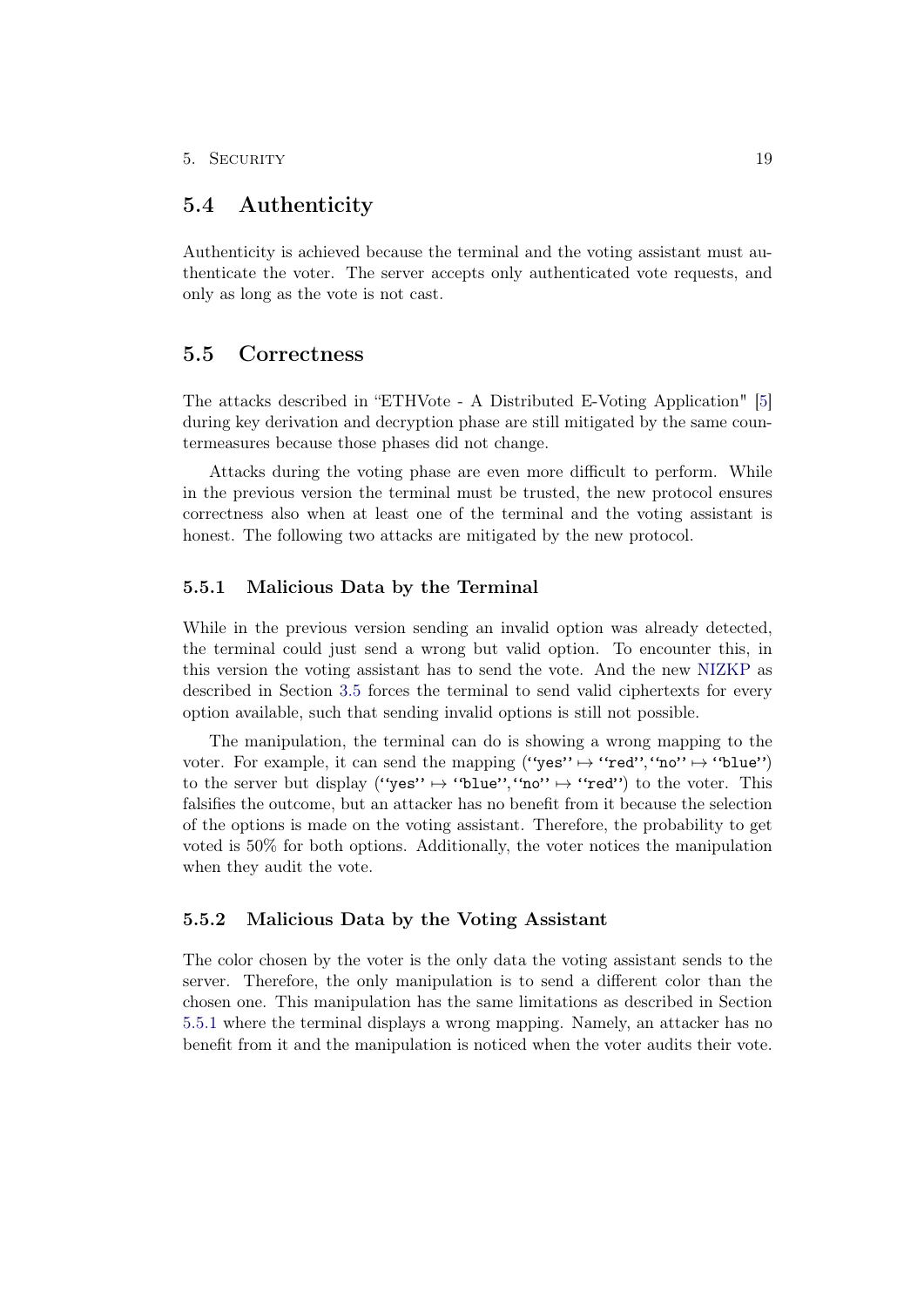## 5.4 Authenticity

Authenticity is achieved because the terminal and the voting assistant must authenticate the voter. The server accepts only authenticated vote requests, and only as long as the vote is not cast.

## 5.5 Correctness

The attacks described in "ETHVote - A Distributed E-Voting Application" [5] during key derivation and decryption phase are still mitigated by the same countermeasures because those phases did not change.

Attacks during the voting phase are even more difficult to perform. While in the previous version the terminal must be trusted, the new protocol ensures correctness also when at least one of the terminal and the voting assistant is honest. The following two attacks are mitigated by the new protocol.

### 5.5.1 Malicious Data by the Terminal

While in the previous version sending an invalid option was already detected, the terminal could just send a wrong but valid option. To encounter this, in this version the voting assistant has to send the vote. And the new NIZKP as described in Section 3.5 forces the terminal to send valid ciphertexts for every option available, such that sending invalid options is still not possible.

The manipulation, the terminal can do is showing a wrong mapping to the voter. For example, it can send the mapping (`"yes"` $\mapsto$ `"red"`, `"no"` $\mapsto$ `"blue"`) to the server but display (`"yes"` $\mapsto$ `"blue"`, `"no"` $\mapsto$ `"red"`) to the voter. This falsifies the outcome, but an attacker has no benefit from it because the selection of the options is made on the voting assistant. Therefore, the probability to get voted is 50% for both options. Additionally, the voter notices the manipulation when they audit the vote.

### 5.5.2 Malicious Data by the Voting Assistant

The color chosen by the voter is the only data the voting assistant sends to the server. Therefore, the only manipulation is to send a different color than the chosen one. This manipulation has the same limitations as described in Section 5.5.1 where the terminal displays a wrong mapping. Namely, an attacker has no benefit from it and the manipulation is noticed when the voter audits their vote.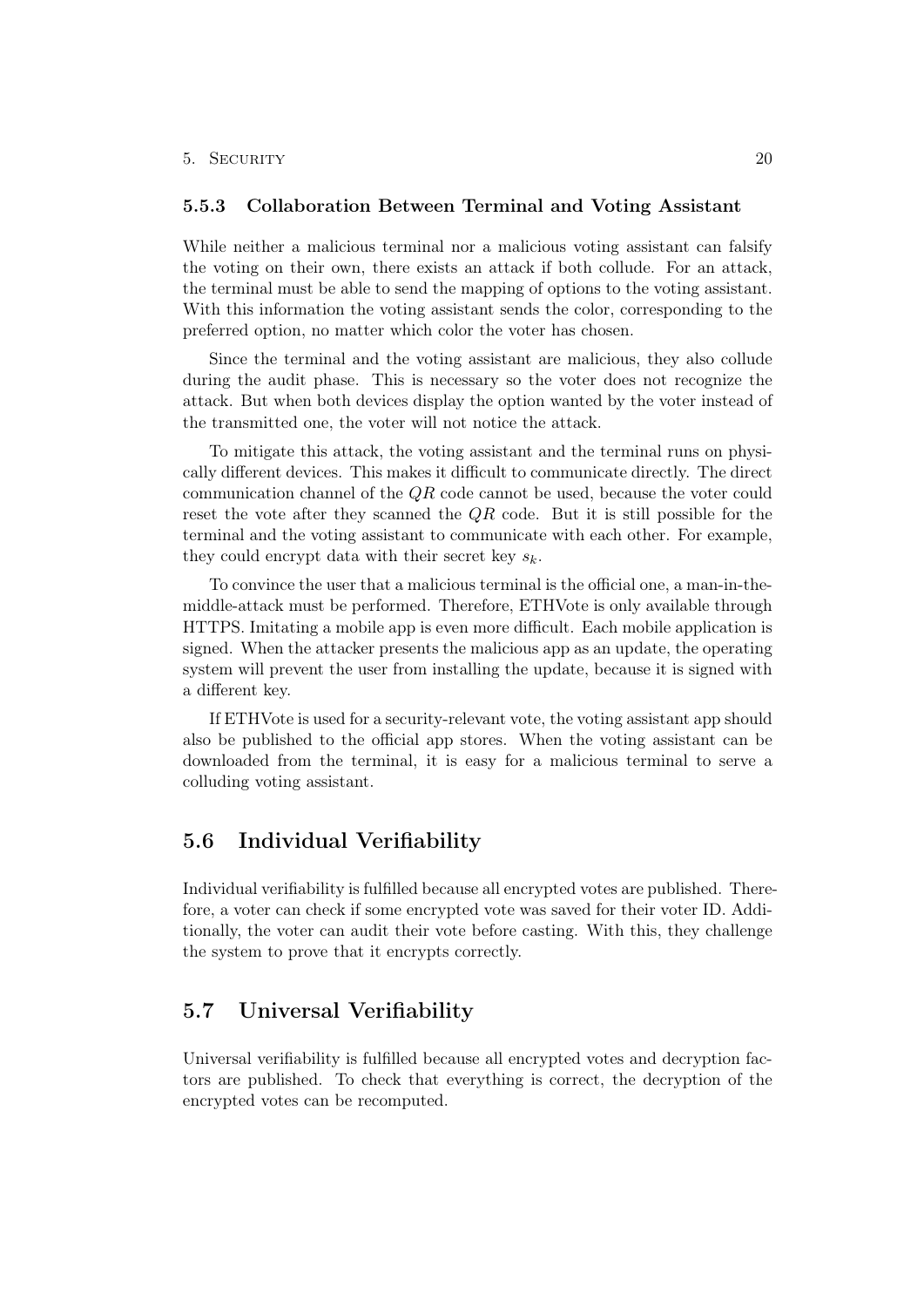### 5.5.3 Collaboration Between Terminal and Voting Assistant

While neither a malicious terminal nor a malicious voting assistant can falsify the voting on their own, there exists an attack if both collude. For an attack, the terminal must be able to send the mapping of options to the voting assistant. With this information the voting assistant sends the color, corresponding to the preferred option, no matter which color the voter has chosen.

Since the terminal and the voting assistant are malicious, they also collude during the audit phase. This is necessary so the voter does not recognize the attack. But when both devices display the option wanted by the voter instead of the transmitted one, the voter will not notice the attack.

To mitigate this attack, the voting assistant and the terminal runs on physically different devices. This makes it difficult to communicate directly. The direct communication channel of the $QR$ code cannot be used, because the voter could reset the vote after they scanned the $QR$ code. But it is still possible for the terminal and the voting assistant to communicate with each other. For example, they could encrypt data with their secret key $s_k$.

To convince the user that a malicious terminal is the official one, a man-in-the-middle-attack must be performed. Therefore, ETHVote is only available through HTTPS. Imitating a mobile app is even more difficult. Each mobile application is signed. When the attacker presents the malicious app as an update, the operating system will prevent the user from installing the update, because it is signed with a different key.

If ETHVote is used for a security-relevant vote, the voting assistant app should also be published to the official app stores. When the voting assistant can be downloaded from the terminal, it is easy for a malicious terminal to serve a colluding voting assistant.

## 5.6 Individual Verifiability

Individual verifiability is fulfilled because all encrypted votes are published. Therefore, a voter can check if some encrypted vote was saved for their voter ID. Additionally, the voter can audit their vote before casting. With this, they challenge the system to prove that it encrypts correctly.

## 5.7 Universal Verifiability

Universal verifiability is fulfilled because all encrypted votes and decryption factors are published. To check that everything is correct, the decryption of the encrypted votes can be recomputed.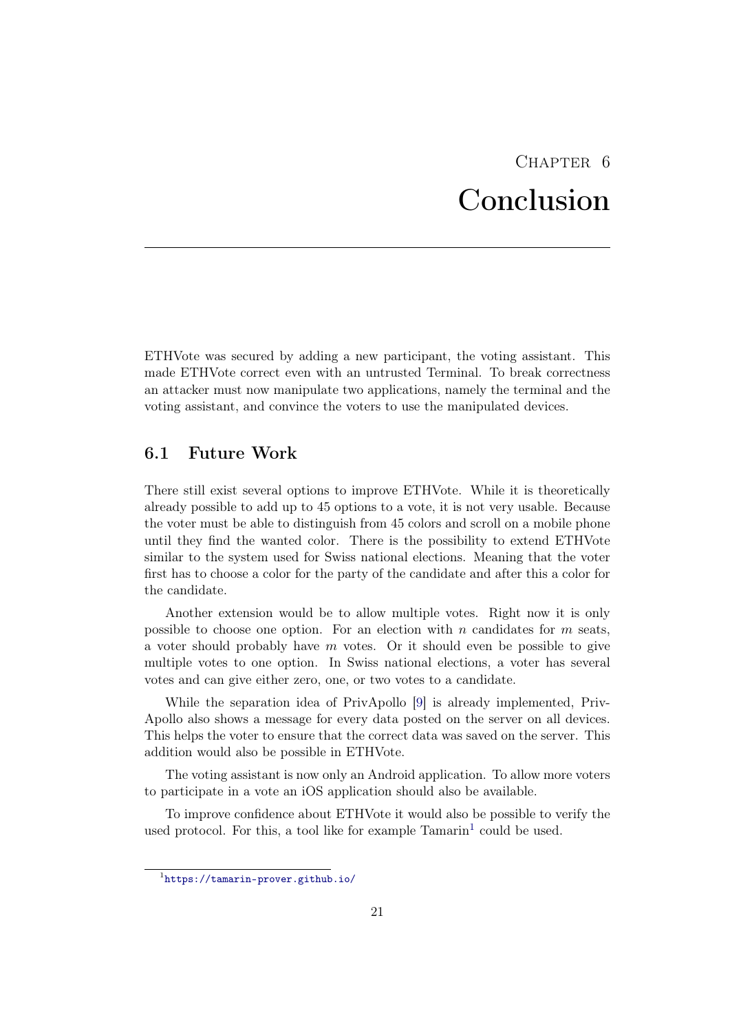# Chapter 6

# Conclusion

ETHVote was secured by adding a new participant, the voting assistant. This made ETHVote correct even with an untrusted Terminal. To break correctness an attacker must now manipulate two applications, namely the terminal and the voting assistant, and convince the voters to use the manipulated devices.

## 6.1 Future Work

There still exist several options to improve ETHVote. While it is theoretically already possible to add up to 45 options to a vote, it is not very usable. Because the voter must be able to distinguish from 45 colors and scroll on a mobile phone until they find the wanted color. There is the possibility to extend ETHVote similar to the system used for Swiss national elections. Meaning that the voter first has to choose a color for the party of the candidate and after this a color for the candidate.

Another extension would be to allow multiple votes. Right now it is only possible to choose one option. For an election with $n$ candidates for $m$ seats, a voter should probably have $m$ votes. Or it should even be possible to give multiple votes to one option. In Swiss national elections, a voter has several votes and can give either zero, one, or two votes to a candidate.

While the separation idea of PrivApollo [9] is already implemented, PrivApollo also shows a message for every data posted on the server on all devices. This helps the voter to ensure that the correct data was saved on the server. This addition would also be possible in ETHVote.

The voting assistant is now only an Android application. To allow more voters to participate in a vote an iOS application should also be available.

To improve confidence about ETHVote it would also be possible to verify the used protocol. For this, a tool like for example Tamarin[1] could be used.

[1] https://tamarin-prover.github.io/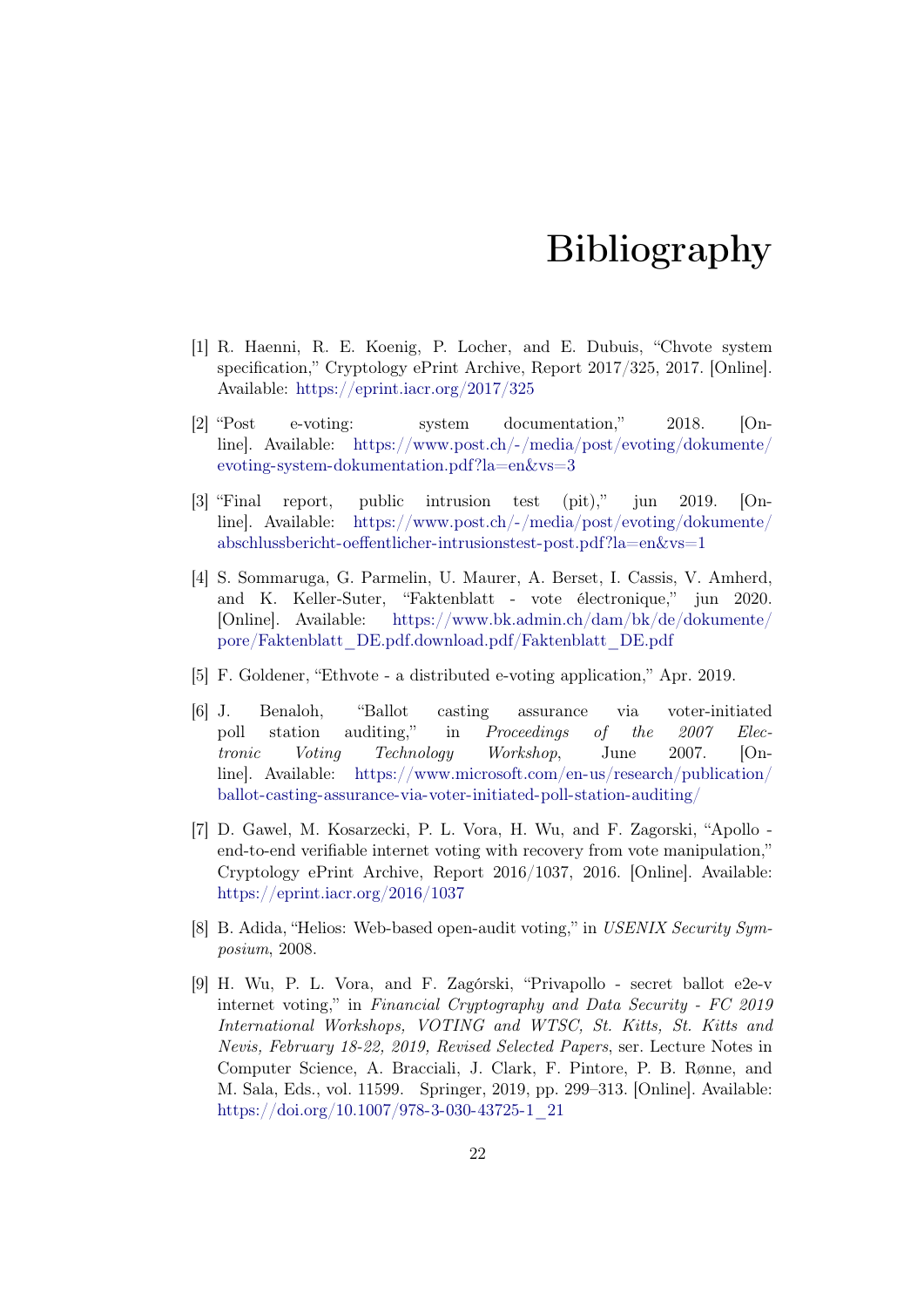# Bibliography

[1] R. Haenni, R. E. Koenig, P. Locher, and E. Dubuis, "Chvote system specification," Cryptology ePrint Archive, Report 2017/325, 2017. [Online]. Available: https://eprint.iacr.org/2017/325

[2] "Post e-voting: system documentation," 2018. [Online]. Available: https://www.post.ch/-/media/post/evoting/dokumente/evoting-system-dokumentation.pdf?la=en&vs=3

[3] "Final report, public intrusion test (pit)," jun 2019. [Online]. Available: https://www.post.ch/-/media/post/evoting/dokumente/abschlussbericht-oeffentlicher-intrusionstest-post.pdf?la=en&vs=1

[4] S. Sommaruga, G. Parmelin, U. Maurer, A. Berset, I. Cassis, V. Amherd, and K. Keller-Suter, "Faktenblatt - vote électronique," jun 2020. [Online]. Available: https://www.bk.admin.ch/dam/bk/de/dokumente/pore/Faktenblatt_DE.pdf.download.pdf/Faktenblatt_DE.pdf

[5] F. Goldener, "Ethvote - a distributed e-voting application," Apr. 2019.

[6] J. Benaloh, "Ballot casting assurance via voter-initiated poll station auditing," in *Proceedings of the 2007 Electronic Voting Technology Workshop*, June 2007. [Online]. Available: https://www.microsoft.com/en-us/research/publication/ballot-casting-assurance-via-voter-initiated-poll-station-auditing/

[7] D. Gawel, M. Kosarzecki, P. L. Vora, H. Wu, and F. Zagorski, "Apollo - end-to-end verifiable internet voting with recovery from vote manipulation," Cryptology ePrint Archive, Report 2016/1037, 2016. [Online]. Available: https://eprint.iacr.org/2016/1037

[8] B. Adida, "Helios: Web-based open-audit voting," in *USENIX Security Symposium*, 2008.

[9] H. Wu, P. L. Vora, and F. Zagórski, "Privapollo - secret ballot e2e-v internet voting," in *Financial Cryptography and Data Security - FC 2019 International Workshops, VOTING and WTSC, St. Kitts, St. Kitts and Nevis, February 18-22, 2019, Revised Selected Papers*, ser. Lecture Notes in Computer Science, A. Bracciali, J. Clark, F. Pintore, P. B. Rønne, and M. Sala, Eds., vol. 11599. Springer, 2019, pp. 299–313. [Online]. Available: https://doi.org/10.1007/978-3-030-43725-1_21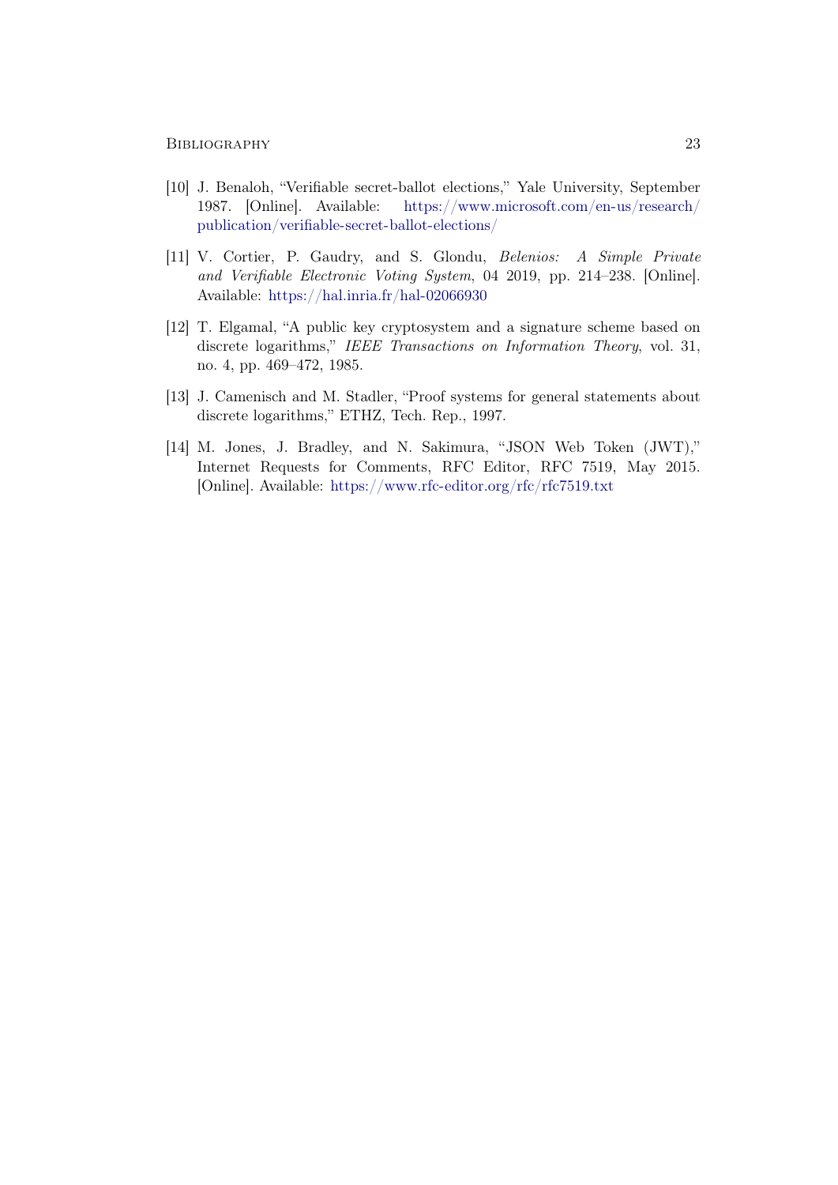[10] J. Benaloh, "Verifiable secret-ballot elections," Yale University, September 1987. [Online]. Available: https://www.microsoft.com/en-us/research/publication/verifiable-secret-ballot-elections/

[11] V. Cortier, P. Gaudry, and S. Glondu, *Belenios: A Simple Private and Verifiable Electronic Voting System*, 04 2019, pp. 214–238. [Online]. Available: https://hal.inria.fr/hal-02066930

[12] T. Elgamal, "A public key cryptosystem and a signature scheme based on discrete logarithms," *IEEE Transactions on Information Theory*, vol. 31, no. 4, pp. 469–472, 1985.

[13] J. Camenisch and M. Stadler, "Proof systems for general statements about discrete logarithms," ETHZ, Tech. Rep., 1997.

[14] M. Jones, J. Bradley, and N. Sakimura, "JSON Web Token (JWT)," Internet Requests for Comments, RFC Editor, RFC 7519, May 2015. [Online]. Available: https://www.rfc-editor.org/rfc/rfc7519.txt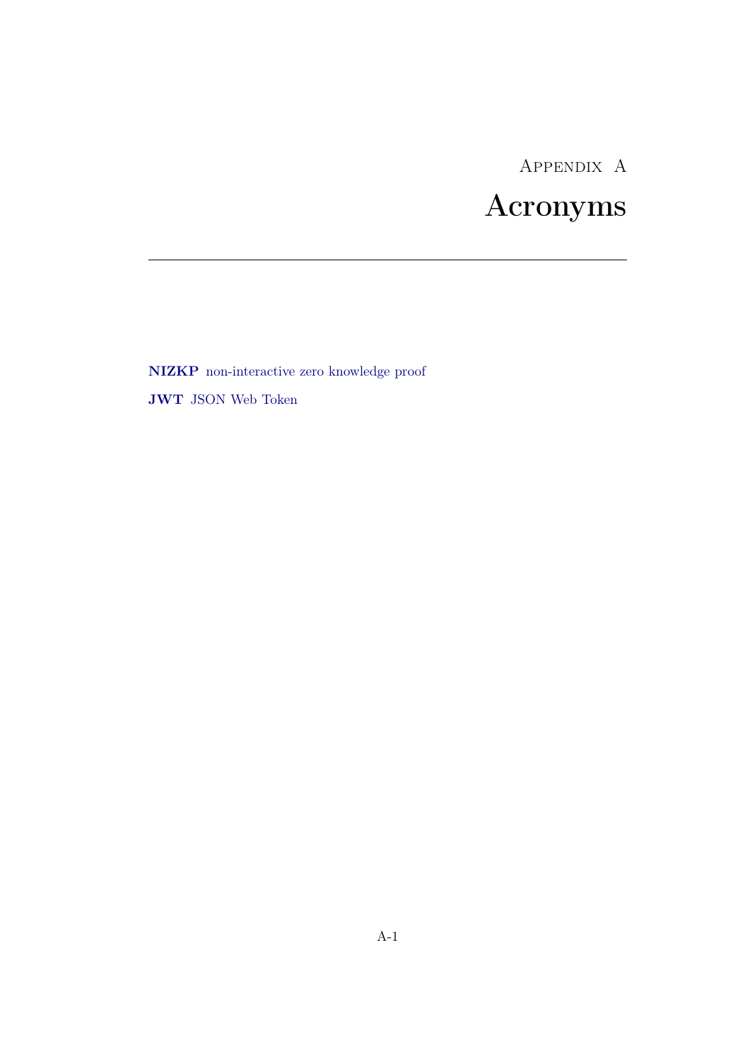# Appendix A
# Acronyms

**NIZKP** non-interactive zero knowledge proof

**JWT** JSON Web Token